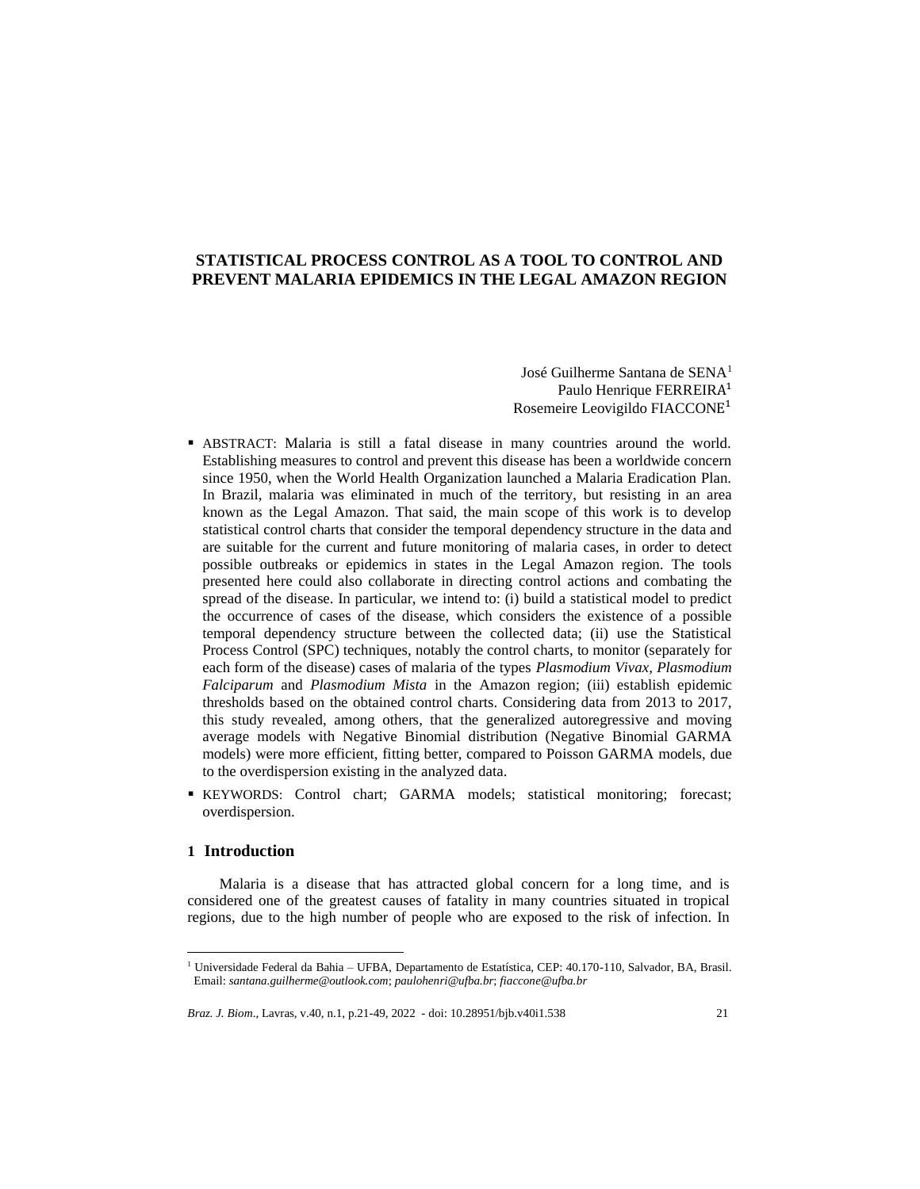# STATISTICAL PROCESS CONTROL AS A TOOL TO CONTROL AND PREVENT MALARIA EPIDEMICS IN THE LEGAL AMAZON REGION

José Guilherme Santana de SENA[1]
Paulo Henrique FERREIRA[1]
Rosemeire Leovigildo FIACCONE[1]

- ABSTRACT: Malaria is still a fatal disease in many countries around the world. Establishing measures to control and prevent this disease has been a worldwide concern since 1950, when the World Health Organization launched a Malaria Eradication Plan. In Brazil, malaria was eliminated in much of the territory, but resisting in an area known as the Legal Amazon. That said, the main scope of this work is to develop statistical control charts that consider the temporal dependency structure in the data and are suitable for the current and future monitoring of malaria cases, in order to detect possible outbreaks or epidemics in states in the Legal Amazon region. The tools presented here could also collaborate in directing control actions and combating the spread of the disease. In particular, we intend to: (i) build a statistical model to predict the occurrence of cases of the disease, which considers the existence of a possible temporal dependency structure between the collected data; (ii) use the Statistical Process Control (SPC) techniques, notably the control charts, to monitor (separately for each form of the disease) cases of malaria of the types *Plasmodium Vivax*, *Plasmodium Falciparum* and *Plasmodium Mista* in the Amazon region; (iii) establish epidemic thresholds based on the obtained control charts. Considering data from 2013 to 2017, this study revealed, among others, that the generalized autoregressive and moving average models with Negative Binomial distribution (Negative Binomial GARMA models) were more efficient, fitting better, compared to Poisson GARMA models, due to the overdispersion existing in the analyzed data.
- KEYWORDS: Control chart; GARMA models; statistical monitoring; forecast; overdispersion.

## 1 Introduction

Malaria is a disease that has attracted global concern for a long time, and is considered one of the greatest causes of fatality in many countries situated in tropical regions, due to the high number of people who are exposed to the risk of infection. In

[1] Universidade Federal da Bahia – UFBA, Departamento de Estatística, CEP: 40.170-110, Salvador, BA, Brasil. Email: *santana.guilherme@outlook.com*; *paulohenri@ufba.br*; *fiaccone@ufba.br*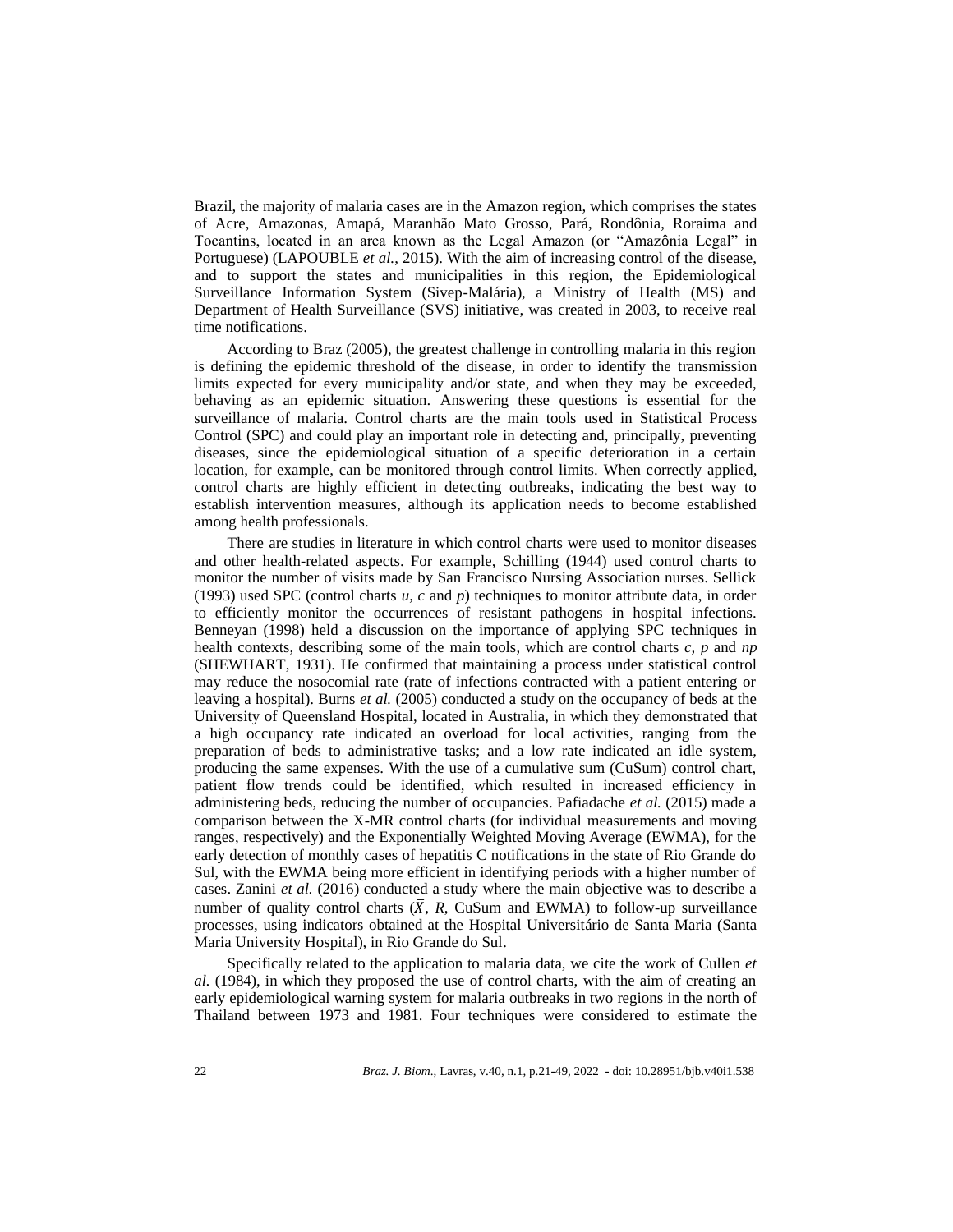Brazil, the majority of malaria cases are in the Amazon region, which comprises the states of Acre, Amazonas, Amapá, Maranhão Mato Grosso, Pará, Rondônia, Roraima and Tocantins, located in an area known as the Legal Amazon (or "Amazônia Legal" in Portuguese) (LAPOUBLE *et al.*, 2015). With the aim of increasing control of the disease, and to support the states and municipalities in this region, the Epidemiological Surveillance Information System (Sivep-Malária), a Ministry of Health (MS) and Department of Health Surveillance (SVS) initiative, was created in 2003, to receive real time notifications.

According to Braz (2005), the greatest challenge in controlling malaria in this region is defining the epidemic threshold of the disease, in order to identify the transmission limits expected for every municipality and/or state, and when they may be exceeded, behaving as an epidemic situation. Answering these questions is essential for the surveillance of malaria. Control charts are the main tools used in Statistical Process Control (SPC) and could play an important role in detecting and, principally, preventing diseases, since the epidemiological situation of a specific deterioration in a certain location, for example, can be monitored through control limits. When correctly applied, control charts are highly efficient in detecting outbreaks, indicating the best way to establish intervention measures, although its application needs to become established among health professionals.

There are studies in literature in which control charts were used to monitor diseases and other health-related aspects. For example, Schilling (1944) used control charts to monitor the number of visits made by San Francisco Nursing Association nurses. Sellick (1993) used SPC (control charts *u*, *c* and *p*) techniques to monitor attribute data, in order to efficiently monitor the occurrences of resistant pathogens in hospital infections. Benneyan (1998) held a discussion on the importance of applying SPC techniques in health contexts, describing some of the main tools, which are control charts *c*, *p* and *np* (SHEWHART, 1931). He confirmed that maintaining a process under statistical control may reduce the nosocomial rate (rate of infections contracted with a patient entering or leaving a hospital). Burns *et al.* (2005) conducted a study on the occupancy of beds at the University of Queensland Hospital, located in Australia, in which they demonstrated that a high occupancy rate indicated an overload for local activities, ranging from the preparation of beds to administrative tasks; and a low rate indicated an idle system, producing the same expenses. With the use of a cumulative sum (CuSum) control chart, patient flow trends could be identified, which resulted in increased efficiency in administering beds, reducing the number of occupancies. Pafiadache *et al.* (2015) made a comparison between the X-MR control charts (for individual measurements and moving ranges, respectively) and the Exponentially Weighted Moving Average (EWMA), for the early detection of monthly cases of hepatitis C notifications in the state of Rio Grande do Sul, with the EWMA being more efficient in identifying periods with a higher number of cases. Zanini *et al.* (2016) conducted a study where the main objective was to describe a number of quality control charts ($\bar{X}$, *R*, CuSum and EWMA) to follow-up surveillance processes, using indicators obtained at the Hospital Universitário de Santa Maria (Santa Maria University Hospital), in Rio Grande do Sul.

Specifically related to the application to malaria data, we cite the work of Cullen *et al.* (1984), in which they proposed the use of control charts, with the aim of creating an early epidemiological warning system for malaria outbreaks in two regions in the north of Thailand between 1973 and 1981. Four techniques were considered to estimate the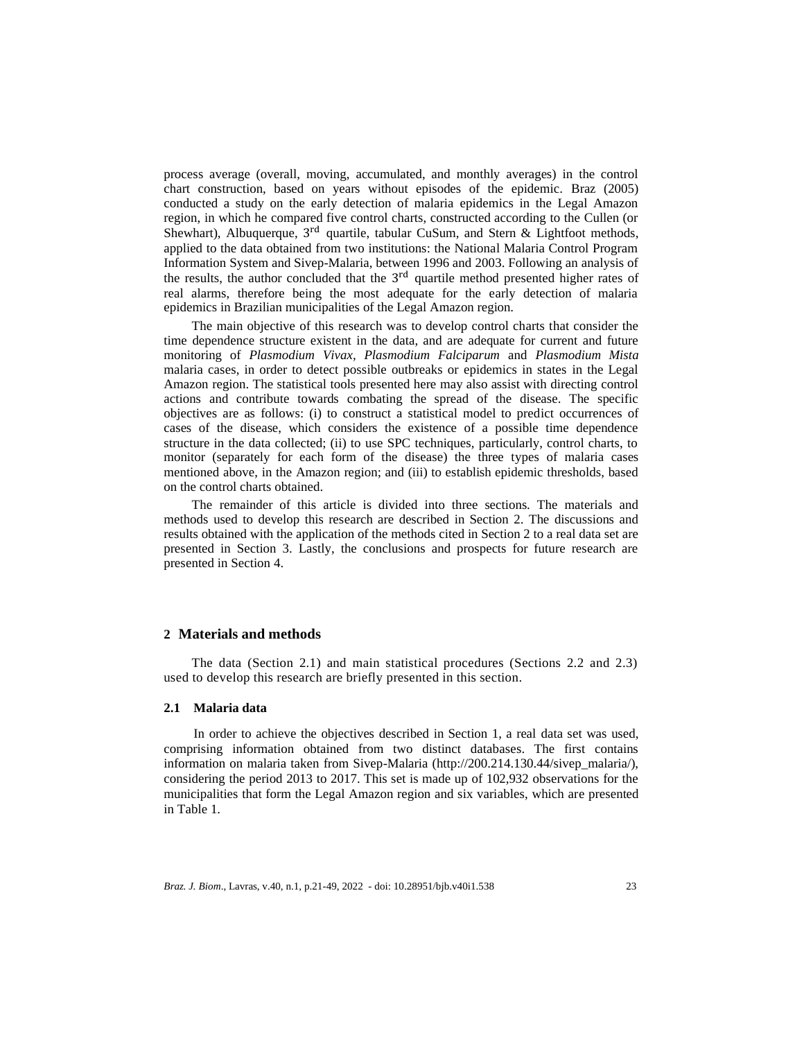process average (overall, moving, accumulated, and monthly averages) in the control chart construction, based on years without episodes of the epidemic. Braz (2005) conducted a study on the early detection of malaria epidemics in the Legal Amazon region, in which he compared five control charts, constructed according to the Cullen (or Shewhart), Albuquerque, 3[rd] quartile, tabular CuSum, and Stern & Lightfoot methods, applied to the data obtained from two institutions: the National Malaria Control Program Information System and Sivep-Malaria, between 1996 and 2003. Following an analysis of the results, the author concluded that the 3[rd] quartile method presented higher rates of real alarms, therefore being the most adequate for the early detection of malaria epidemics in Brazilian municipalities of the Legal Amazon region.

The main objective of this research was to develop control charts that consider the time dependence structure existent in the data, and are adequate for current and future monitoring of *Plasmodium Vivax*, *Plasmodium Falciparum* and *Plasmodium Mista* malaria cases, in order to detect possible outbreaks or epidemics in states in the Legal Amazon region. The statistical tools presented here may also assist with directing control actions and contribute towards combating the spread of the disease. The specific objectives are as follows: (i) to construct a statistical model to predict occurrences of cases of the disease, which considers the existence of a possible time dependence structure in the data collected; (ii) to use SPC techniques, particularly, control charts, to monitor (separately for each form of the disease) the three types of malaria cases mentioned above, in the Amazon region; and (iii) to establish epidemic thresholds, based on the control charts obtained.

The remainder of this article is divided into three sections. The materials and methods used to develop this research are described in Section 2. The discussions and results obtained with the application of the methods cited in Section 2 to a real data set are presented in Section 3. Lastly, the conclusions and prospects for future research are presented in Section 4.

## 2 Materials and methods

The data (Section 2.1) and main statistical procedures (Sections 2.2 and 2.3) used to develop this research are briefly presented in this section.

### 2.1 Malaria data

In order to achieve the objectives described in Section 1, a real data set was used, comprising information obtained from two distinct databases. The first contains information on malaria taken from Sivep-Malaria (http://200.214.130.44/sivep_malaria/), considering the period 2013 to 2017. This set is made up of 102,932 observations for the municipalities that form the Legal Amazon region and six variables, which are presented in Table 1.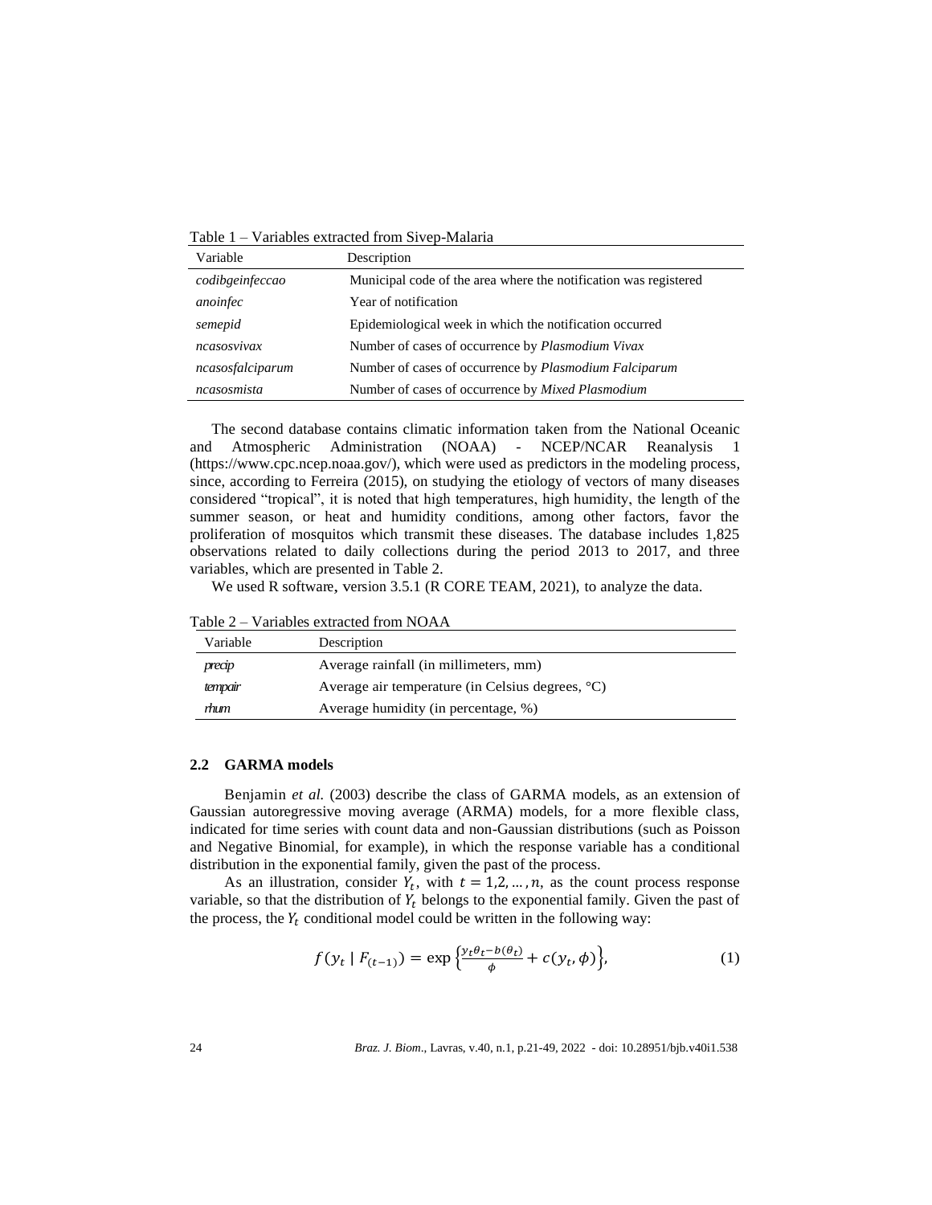Table 1 – Variables extracted from Sivep-Malaria

| Variable | Description |
|---|---|
| *codibgeinfeccao* | Municipal code of the area where the notification was registered |
| *anoinfec* | Year of notification |
| *semepid* | Epidemiological week in which the notification occurred |
| *ncasosvivax* | Number of cases of occurrence by *Plasmodium Vivax* |
| *ncasosfalciparum* | Number of cases of occurrence by *Plasmodium Falciparum* |
| *ncasosmista* | Number of cases of occurrence by *Mixed Plasmodium* |

The second database contains climatic information taken from the National Oceanic and Atmospheric Administration (NOAA) - NCEP/NCAR Reanalysis 1 (https://www.cpc.ncep.noaa.gov/), which were used as predictors in the modeling process, since, according to Ferreira (2015), on studying the etiology of vectors of many diseases considered "tropical", it is noted that high temperatures, high humidity, the length of the summer season, or heat and humidity conditions, among other factors, favor the proliferation of mosquitos which transmit these diseases. The database includes 1,825 observations related to daily collections during the period 2013 to 2017, and three variables, which are presented in Table 2.

We used R software, version 3.5.1 (R CORE TEAM, 2021), to analyze the data.

Table 2 – Variables extracted from NOAA

| Variable | Description |
|---|---|
| *precip* | Average rainfall (in millimeters, mm) |
| *tempair* | Average air temperature (in Celsius degrees, °C) |
| *rhum* | Average humidity (in percentage, %) |

### 2.2 GARMA models

Benjamin *et al.* (2003) describe the class of GARMA models, as an extension of Gaussian autoregressive moving average (ARMA) models, for a more flexible class, indicated for time series with count data and non-Gaussian distributions (such as Poisson and Negative Binomial, for example), in which the response variable has a conditional distribution in the exponential family, given the past of the process.

As an illustration, consider $Y_t$, with $t = 1,2,\ldots,n$, as the count process response variable, so that the distribution of $Y_t$ belongs to the exponential family. Given the past of the process, the $Y_t$ conditional model could be written in the following way:

$$f(y_t \mid F_{(t-1)}) = \exp\left\{\frac{y_t\theta_t - b(\theta_t)}{\phi} + c(y_t, \phi)\right\}, \quad (1)$$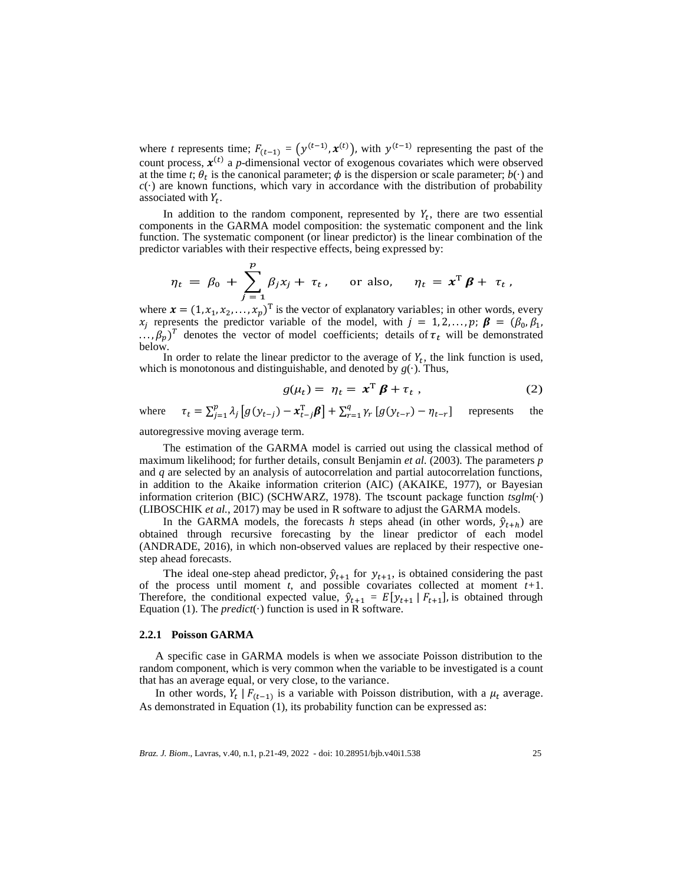where $t$ represents time; $F_{(t-1)} = \left(y^{(t-1)}, \boldsymbol{x}^{(t)}\right)$, with $y^{(t-1)}$ representing the past of the count process, $\boldsymbol{x}^{(t)}$ a $p$-dimensional vector of exogenous covariates which were observed at the time $t$; $\theta_t$ is the canonical parameter; $\phi$ is the dispersion or scale parameter; $b(\cdot)$ and $c(\cdot)$ are known functions, which vary in accordance with the distribution of probability associated with $Y_t$.

In addition to the random component, represented by $Y_t$, there are two essential components in the GARMA model composition: the systematic component and the link function. The systematic component (or linear predictor) is the linear combination of the predictor variables with their respective effects, being expressed by:

$$\eta_t = \beta_0 + \sum_{j=1}^{p} \beta_j x_j + \tau_t, \quad \text{or also,} \quad \eta_t = \boldsymbol{x}^{\mathrm{T}} \boldsymbol{\beta} + \tau_t,$$

where $\boldsymbol{x} = (1, x_1, x_2, \ldots, x_p)^{\mathrm{T}}$ is the vector of explanatory variables; in other words, every $x_j$ represents the predictor variable of the model, with $j = 1, 2, \ldots, p$; $\boldsymbol{\beta} = (\beta_0, \beta_1, \ldots, \beta_p)^T$ denotes the vector of model coefficients; details of $\boldsymbol{\tau_t}$ will be demonstrated below.

In order to relate the linear predictor to the average of $Y_t$, the link function is used, which is monotonous and distinguishable, and denoted by $g(\cdot)$. Thus,

$$g(\mu_t) = \eta_t = \boldsymbol{x}^{\mathrm{T}} \boldsymbol{\beta} + \tau_t, \tag{2}$$

where $\tau_t = \sum_{j=1}^{p} \lambda_j \left[g(y_{t-j}) - \boldsymbol{x}_{t-j}^{\mathrm{T}} \boldsymbol{\beta}\right] + \sum_{r=1}^{q} \gamma_r \left[g(y_{t-r}) - \eta_{t-r}\right]$ represents the autoregressive moving average term.

The estimation of the GARMA model is carried out using the classical method of maximum likelihood; for further details, consult Benjamin *et al.* (2003). The parameters $p$ and $q$ are selected by an analysis of autocorrelation and partial autocorrelation functions, in addition to the Akaike information criterion (AIC) (AKAIKE, 1977), or Bayesian information criterion (BIC) (SCHWARZ, 1978). The tscount package function *tsglm*($\cdot$) (LIBOSCHIK *et al.*, 2017) may be used in R software to adjust the GARMA models.

In the GARMA models, the forecasts $h$ steps ahead (in other words, $\hat{y}_{t+h}$) are obtained through recursive forecasting by the linear predictor of each model (ANDRADE, 2016), in which non-observed values are replaced by their respective one-step ahead forecasts.

The ideal one-step ahead predictor, $\hat{y}_{t+1}$ for $y_{t+1}$, is obtained considering the past of the process until moment $t$, and possible covariates collected at moment $t$+1. Therefore, the conditional expected value, $\hat{y}_{t+1} = E[y_{t+1} \mid F_{t+1}]$, is obtained through Equation (1). The *predict*($\cdot$) function is used in R software.

### 2.2.1 Poisson GARMA

A specific case in GARMA models is when we associate Poisson distribution to the random component, which is very common when the variable to be investigated is a count that has an average equal, or very close, to the variance.

In other words, $Y_t \mid F_{(t-1)}$ is a variable with Poisson distribution, with a $\mu_t$ average. As demonstrated in Equation (1), its probability function can be expressed as: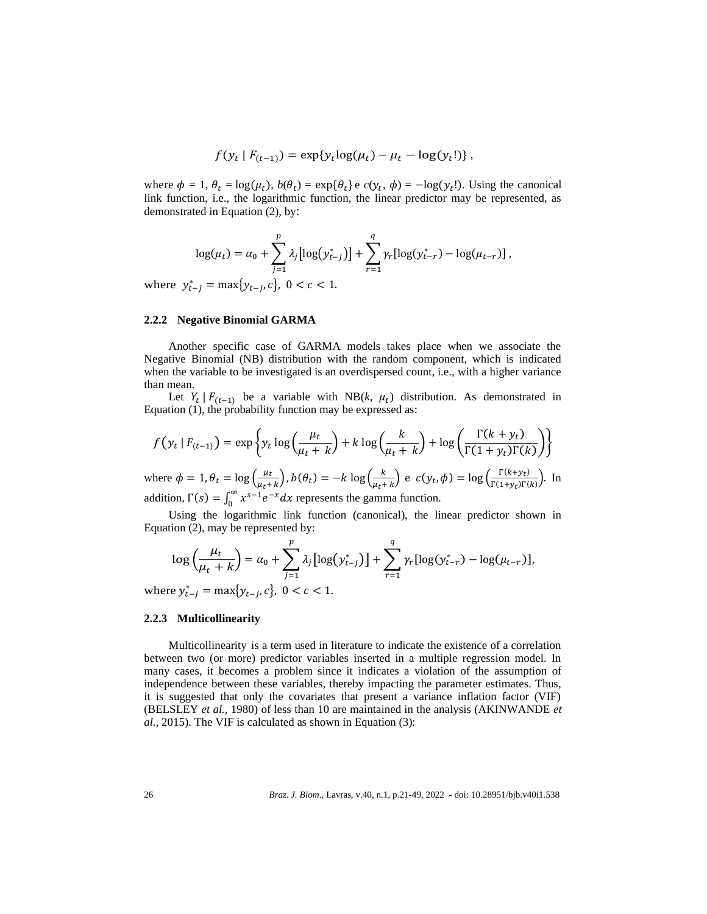$$f(y_t \mid F_{(t-1)}) = \exp\{y_t \log(\mu_t) - \mu_t - \log(y_t!)\}\ ,$$

where $\phi = 1$, $\theta_t = \log(\mu_t)$, $b(\theta_t) = \exp\{\theta_t\}$ e $c(y_t, \phi) = -\log(y_t!)$. Using the canonical link function, i.e., the logarithmic function, the linear predictor may be represented, as demonstrated in Equation (2), by:

$$\log(\mu_t) = \alpha_0 + \sum_{j=1}^{p} \lambda_j \left[\log\left(y_{t-j}^*\right)\right] + \sum_{r=1}^{q} \gamma_r \left[\log(y_{t-r}^*) - \log(\mu_{t-r})\right]\ ,$$

where $y_{t-j}^* = \max\{y_{t-j}, c\},\ 0 < c < 1.$

### 2.2.2 Negative Binomial GARMA

Another specific case of GARMA models takes place when we associate the Negative Binomial (NB) distribution with the random component, which is indicated when the variable to be investigated is an overdispersed count, i.e., with a higher variance than mean.

Let $Y_t \mid F_{(t-1)}$ be a variable with NB($k$, $\mu_t$) distribution. As demonstrated in Equation (1), the probability function may be expressed as:

$$f\left(y_t \mid F_{(t-1)}\right) = \exp\left\{y_t \log\left(\frac{\mu_t}{\mu_t + k}\right) + k \log\left(\frac{k}{\mu_t + k}\right) + \log\left(\frac{\Gamma(k + y_t)}{\Gamma(1 + y_t)\Gamma(k)}\right)\right\}$$

where $\phi = 1, \theta_t = \log\left(\frac{\mu_t}{\mu_t + k}\right), b(\theta_t) = -k \log\left(\frac{k}{\mu_t + k}\right)$ e $c(y_t, \phi) = \log\left(\frac{\Gamma(k+y_t)}{\Gamma(1+y_t)\Gamma(k)}\right)$. In addition, $\Gamma(s) = \int_0^\infty x^{s-1} e^{-x} dx$ represents the gamma function.

Using the logarithmic link function (canonical), the linear predictor shown in Equation (2), may be represented by:

$$\log\left(\frac{\mu_t}{\mu_t + k}\right) = \alpha_0 + \sum_{j=1}^{p} \lambda_j \left[\log\left(y_{t-j}^*\right)\right] + \sum_{r=1}^{q} \gamma_r \left[\log(y_{t-r}^*) - \log(\mu_{t-r})\right],$$

where $y_{t-j}^* = \max\{y_{t-j}, c\},\ 0 < c < 1.$

### 2.2.3 Multicollinearity

Multicollinearity is a term used in literature to indicate the existence of a correlation between two (or more) predictor variables inserted in a multiple regression model. In many cases, it becomes a problem since it indicates a violation of the assumption of independence between these variables, thereby impacting the parameter estimates. Thus, it is suggested that only the covariates that present a variance inflation factor (VIF) (BELSLEY *et al.*, 1980) of less than 10 are maintained in the analysis (AKINWANDE *et al.*, 2015). The VIF is calculated as shown in Equation (3):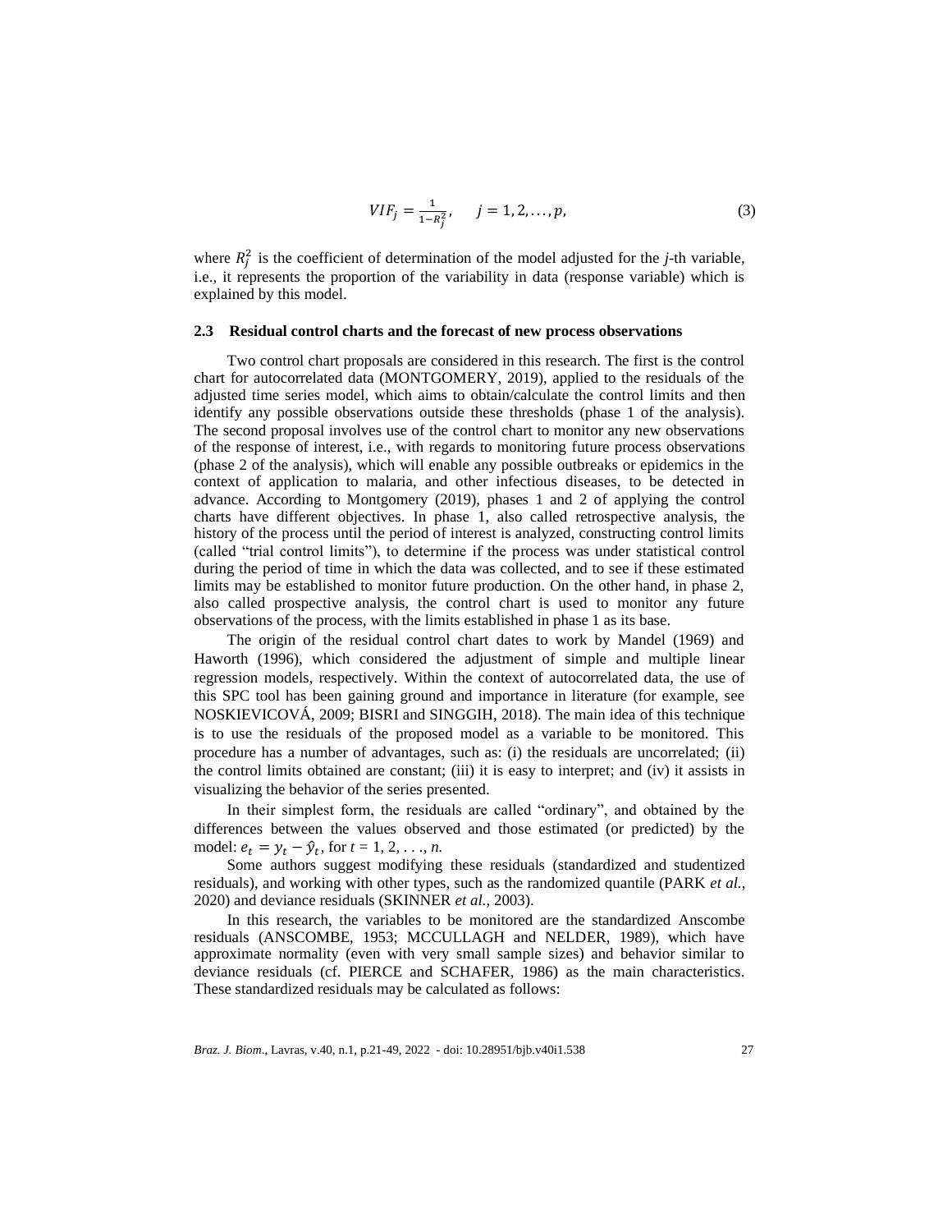$$VIF_j = \frac{1}{1-R_j^2}, \quad j = 1, 2, \ldots, p, \tag{3}$$

where $R_j^2$ is the coefficient of determination of the model adjusted for the *j*-th variable, i.e., it represents the proportion of the variability in data (response variable) which is explained by this model.

### 2.3 Residual control charts and the forecast of new process observations

Two control chart proposals are considered in this research. The first is the control chart for autocorrelated data (MONTGOMERY, 2019), applied to the residuals of the adjusted time series model, which aims to obtain/calculate the control limits and then identify any possible observations outside these thresholds (phase 1 of the analysis). The second proposal involves use of the control chart to monitor any new observations of the response of interest, i.e., with regards to monitoring future process observations (phase 2 of the analysis), which will enable any possible outbreaks or epidemics in the context of application to malaria, and other infectious diseases, to be detected in advance. According to Montgomery (2019), phases 1 and 2 of applying the control charts have different objectives. In phase 1, also called retrospective analysis, the history of the process until the period of interest is analyzed, constructing control limits (called "trial control limits"), to determine if the process was under statistical control during the period of time in which the data was collected, and to see if these estimated limits may be established to monitor future production. On the other hand, in phase 2, also called prospective analysis, the control chart is used to monitor any future observations of the process, with the limits established in phase 1 as its base.

The origin of the residual control chart dates to work by Mandel (1969) and Haworth (1996), which considered the adjustment of simple and multiple linear regression models, respectively. Within the context of autocorrelated data, the use of this SPC tool has been gaining ground and importance in literature (for example, see NOSKIEVICOVÁ, 2009; BISRI and SINGGIH, 2018). The main idea of this technique is to use the residuals of the proposed model as a variable to be monitored. This procedure has a number of advantages, such as: (i) the residuals are uncorrelated; (ii) the control limits obtained are constant; (iii) it is easy to interpret; and (iv) it assists in visualizing the behavior of the series presented.

In their simplest form, the residuals are called "ordinary", and obtained by the differences between the values observed and those estimated (or predicted) by the model: $e_t = y_t - \hat{y}_t$, for $t = 1, 2, \ldots, n$.

Some authors suggest modifying these residuals (standardized and studentized residuals), and working with other types, such as the randomized quantile (PARK *et al.*, 2020) and deviance residuals (SKINNER *et al.*, 2003).

In this research, the variables to be monitored are the standardized Anscombe residuals (ANSCOMBE, 1953; MCCULLAGH and NELDER, 1989), which have approximate normality (even with very small sample sizes) and behavior similar to deviance residuals (cf. PIERCE and SCHAFER, 1986) as the main characteristics. These standardized residuals may be calculated as follows: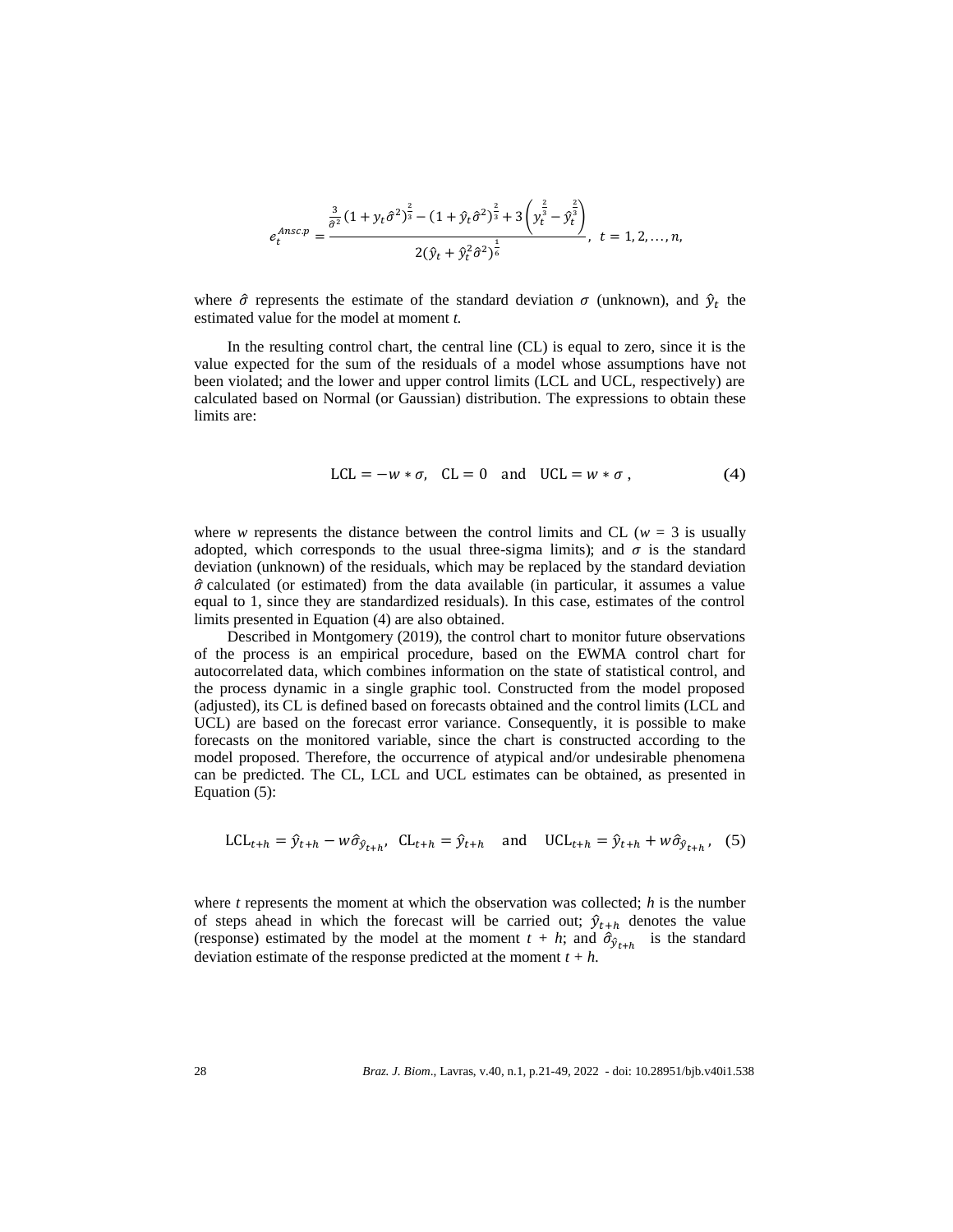$$e_t^{Ansc.p} = \frac{\frac{3}{\hat{\sigma}^2}(1 + y_t\hat{\sigma}^2)^{\frac{2}{3}} - (1 + \hat{y}_t\hat{\sigma}^2)^{\frac{2}{3}} + 3\left(y_t^{\frac{2}{3}} - \hat{y}_t^{\frac{2}{3}}\right)}{2(\hat{y}_t + \hat{y}_t^2\hat{\sigma}^2)^{\frac{1}{6}}}, \quad t = 1, 2, \ldots, n,$$

where $\hat{\sigma}$ represents the estimate of the standard deviation $\sigma$ (unknown), and $\hat{y}_t$ the estimated value for the model at moment *t.*

In the resulting control chart, the central line (CL) is equal to zero, since it is the value expected for the sum of the residuals of a model whose assumptions have not been violated; and the lower and upper control limits (LCL and UCL, respectively) are calculated based on Normal (or Gaussian) distribution. The expressions to obtain these limits are:

$$\text{LCL} = -w * \sigma, \quad \text{CL} = 0 \quad \text{and} \quad \text{UCL} = w * \sigma\,, \tag{4}$$

where *w* represents the distance between the control limits and CL ($w$ = 3 is usually adopted, which corresponds to the usual three-sigma limits); and $\sigma$ is the standard deviation (unknown) of the residuals, which may be replaced by the standard deviation $\hat{\sigma}$ calculated (or estimated) from the data available (in particular, it assumes a value equal to 1, since they are standardized residuals). In this case, estimates of the control limits presented in Equation (4) are also obtained.

Described in Montgomery (2019), the control chart to monitor future observations of the process is an empirical procedure, based on the EWMA control chart for autocorrelated data, which combines information on the state of statistical control, and the process dynamic in a single graphic tool. Constructed from the model proposed (adjusted), its CL is defined based on forecasts obtained and the control limits (LCL and UCL) are based on the forecast error variance. Consequently, it is possible to make forecasts on the monitored variable, since the chart is constructed according to the model proposed. Therefore, the occurrence of atypical and/or undesirable phenomena can be predicted. The CL, LCL and UCL estimates can be obtained, as presented in Equation (5):

$$\text{LCL}_{t+h} = \hat{y}_{t+h} - w\hat{\sigma}_{\hat{y}_{t+h}}, \quad \text{CL}_{t+h} = \hat{y}_{t+h} \quad \text{and} \quad \text{UCL}_{t+h} = \hat{y}_{t+h} + w\hat{\sigma}_{\hat{y}_{t+h}}\,, \tag{5}$$

where *t* represents the moment at which the observation was collected; *h* is the number of steps ahead in which the forecast will be carried out; $\hat{y}_{t+h}$ denotes the value (response) estimated by the model at the moment $t + h$; and $\hat{\sigma}_{\hat{y}_{t+h}}$ is the standard deviation estimate of the response predicted at the moment $t + h$.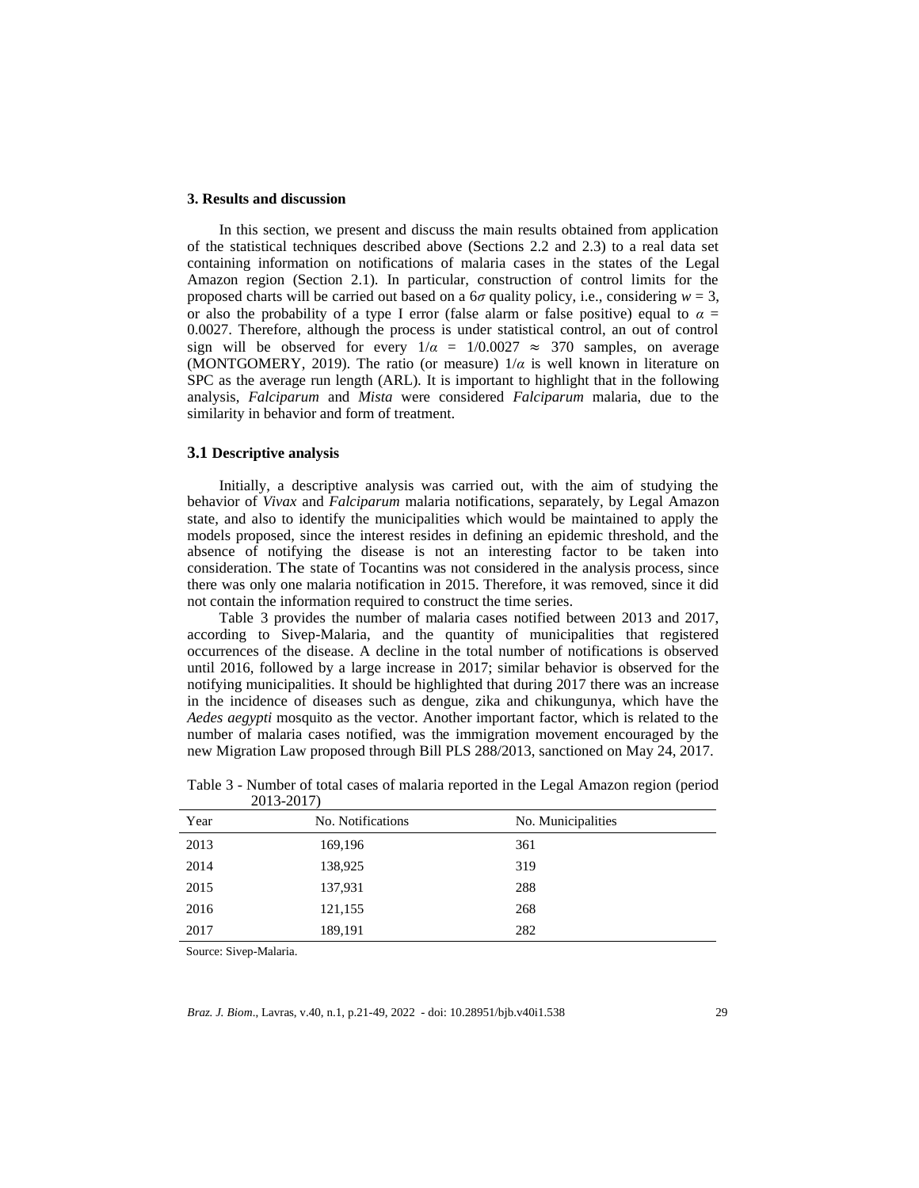## 3. Results and discussion

In this section, we present and discuss the main results obtained from application of the statistical techniques described above (Sections 2.2 and 2.3) to a real data set containing information on notifications of malaria cases in the states of the Legal Amazon region (Section 2.1). In particular, construction of control limits for the proposed charts will be carried out based on a $6\sigma$ quality policy, i.e., considering $w = 3$, or also the probability of a type I error (false alarm or false positive) equal to $\alpha = 0.0027$. Therefore, although the process is under statistical control, an out of control sign will be observed for every $1/\alpha = 1/0.0027 \approx 370$ samples, on average (MONTGOMERY, 2019). The ratio (or measure) $1/\alpha$ is well known in literature on SPC as the average run length (ARL). It is important to highlight that in the following analysis, *Falciparum* and *Mista* were considered *Falciparum* malaria, due to the similarity in behavior and form of treatment.

### 3.1 Descriptive analysis

Initially, a descriptive analysis was carried out, with the aim of studying the behavior of *Vivax* and *Falciparum* malaria notifications, separately, by Legal Amazon state, and also to identify the municipalities which would be maintained to apply the models proposed, since the interest resides in defining an epidemic threshold, and the absence of notifying the disease is not an interesting factor to be taken into consideration. The state of Tocantins was not considered in the analysis process, since there was only one malaria notification in 2015. Therefore, it was removed, since it did not contain the information required to construct the time series.

Table 3 provides the number of malaria cases notified between 2013 and 2017, according to Sivep-Malaria, and the quantity of municipalities that registered occurrences of the disease. A decline in the total number of notifications is observed until 2016, followed by a large increase in 2017; similar behavior is observed for the notifying municipalities. It should be highlighted that during 2017 there was an increase in the incidence of diseases such as dengue, zika and chikungunya, which have the *Aedes aegypti* mosquito as the vector. Another important factor, which is related to the number of malaria cases notified, was the immigration movement encouraged by the new Migration Law proposed through Bill PLS 288/2013, sanctioned on May 24, 2017.

Table 3 - Number of total cases of malaria reported in the Legal Amazon region (period 2013-2017)

| Year | No. Notifications | No. Municipalities |
|---|---|---|
| 2013 | 169,196 | 361 |
| 2014 | 138,925 | 319 |
| 2015 | 137,931 | 288 |
| 2016 | 121,155 | 268 |
| 2017 | 189,191 | 282 |

Source: Sivep-Malaria.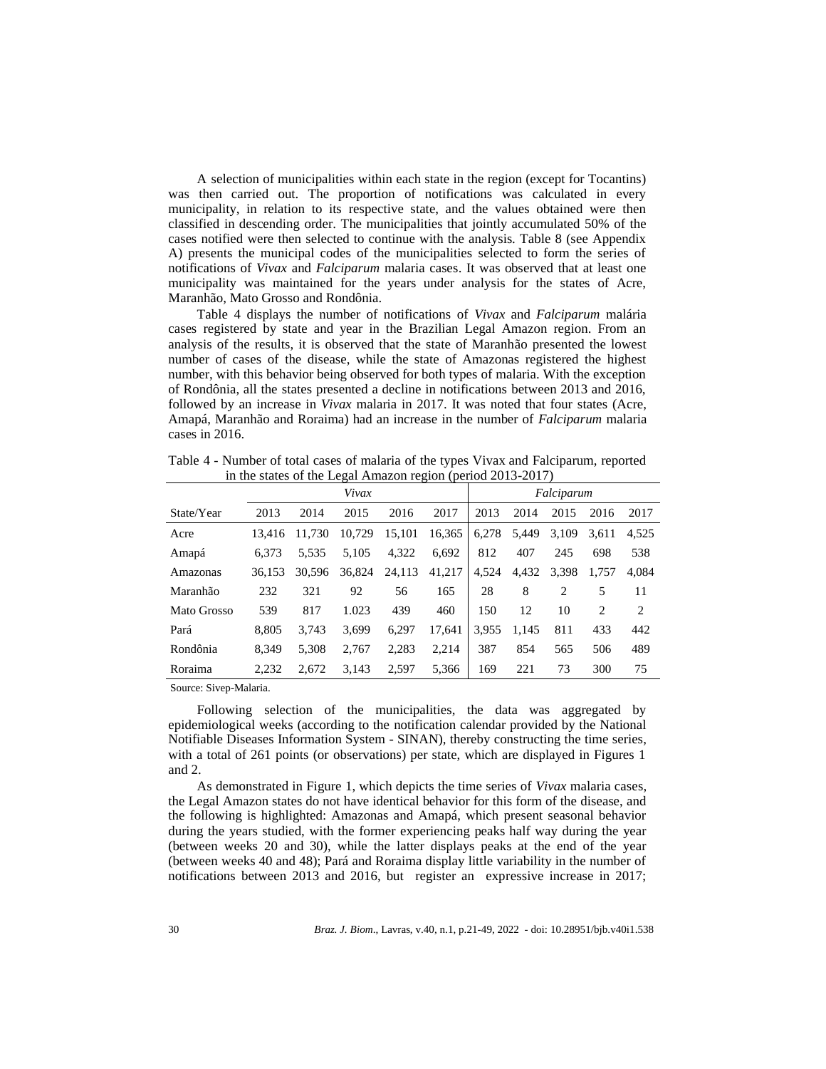A selection of municipalities within each state in the region (except for Tocantins) was then carried out. The proportion of notifications was calculated in every municipality, in relation to its respective state, and the values obtained were then classified in descending order. The municipalities that jointly accumulated 50% of the cases notified were then selected to continue with the analysis. Table 8 (see Appendix A) presents the municipal codes of the municipalities selected to form the series of notifications of *Vivax* and *Falciparum* malaria cases. It was observed that at least one municipality was maintained for the years under analysis for the states of Acre, Maranhão, Mato Grosso and Rondônia.

Table 4 displays the number of notifications of *Vivax* and *Falciparum* malária cases registered by state and year in the Brazilian Legal Amazon region. From an analysis of the results, it is observed that the state of Maranhão presented the lowest number of cases of the disease, while the state of Amazonas registered the highest number, with this behavior being observed for both types of malaria. With the exception of Rondônia, all the states presented a decline in notifications between 2013 and 2016, followed by an increase in *Vivax* malaria in 2017. It was noted that four states (Acre, Amapá, Maranhão and Roraima) had an increase in the number of *Falciparum* malaria cases in 2016.

Table 4 - Number of total cases of malaria of the types Vivax and Falciparum, reported in the states of the Legal Amazon region (period 2013-2017)

| | *Vivax* | | | | | *Falciparum* | | | | |
|---|---|---|---|---|---|---|---|---|---|---|
| State/Year | 2013 | 2014 | 2015 | 2016 | 2017 | 2013 | 2014 | 2015 | 2016 | 2017 |
| Acre | 13,416 | 11,730 | 10,729 | 15,101 | 16,365 | 6,278 | 5,449 | 3,109 | 3,611 | 4,525 |
| Amapá | 6,373 | 5,535 | 5,105 | 4,322 | 6,692 | 812 | 407 | 245 | 698 | 538 |
| Amazonas | 36,153 | 30,596 | 36,824 | 24,113 | 41,217 | 4,524 | 4,432 | 3,398 | 1,757 | 4,084 |
| Maranhão | 232 | 321 | 92 | 56 | 165 | 28 | 8 | 2 | 5 | 11 |
| Mato Grosso | 539 | 817 | 1.023 | 439 | 460 | 150 | 12 | 10 | 2 | 2 |
| Pará | 8,805 | 3,743 | 3,699 | 6,297 | 17,641 | 3,955 | 1,145 | 811 | 433 | 442 |
| Rondônia | 8,349 | 5,308 | 2,767 | 2,283 | 2,214 | 387 | 854 | 565 | 506 | 489 |
| Roraima | 2,232 | 2,672 | 3,143 | 2,597 | 5,366 | 169 | 221 | 73 | 300 | 75 |

Source: Sivep-Malaria.

Following selection of the municipalities, the data was aggregated by epidemiological weeks (according to the notification calendar provided by the National Notifiable Diseases Information System - SINAN), thereby constructing the time series, with a total of 261 points (or observations) per state, which are displayed in Figures 1 and 2.

As demonstrated in Figure 1, which depicts the time series of *Vivax* malaria cases, the Legal Amazon states do not have identical behavior for this form of the disease, and the following is highlighted: Amazonas and Amapá, which present seasonal behavior during the years studied, with the former experiencing peaks half way during the year (between weeks 20 and 30), while the latter displays peaks at the end of the year (between weeks 40 and 48); Pará and Roraima display little variability in the number of notifications between 2013 and 2016, but register an expressive increase in 2017;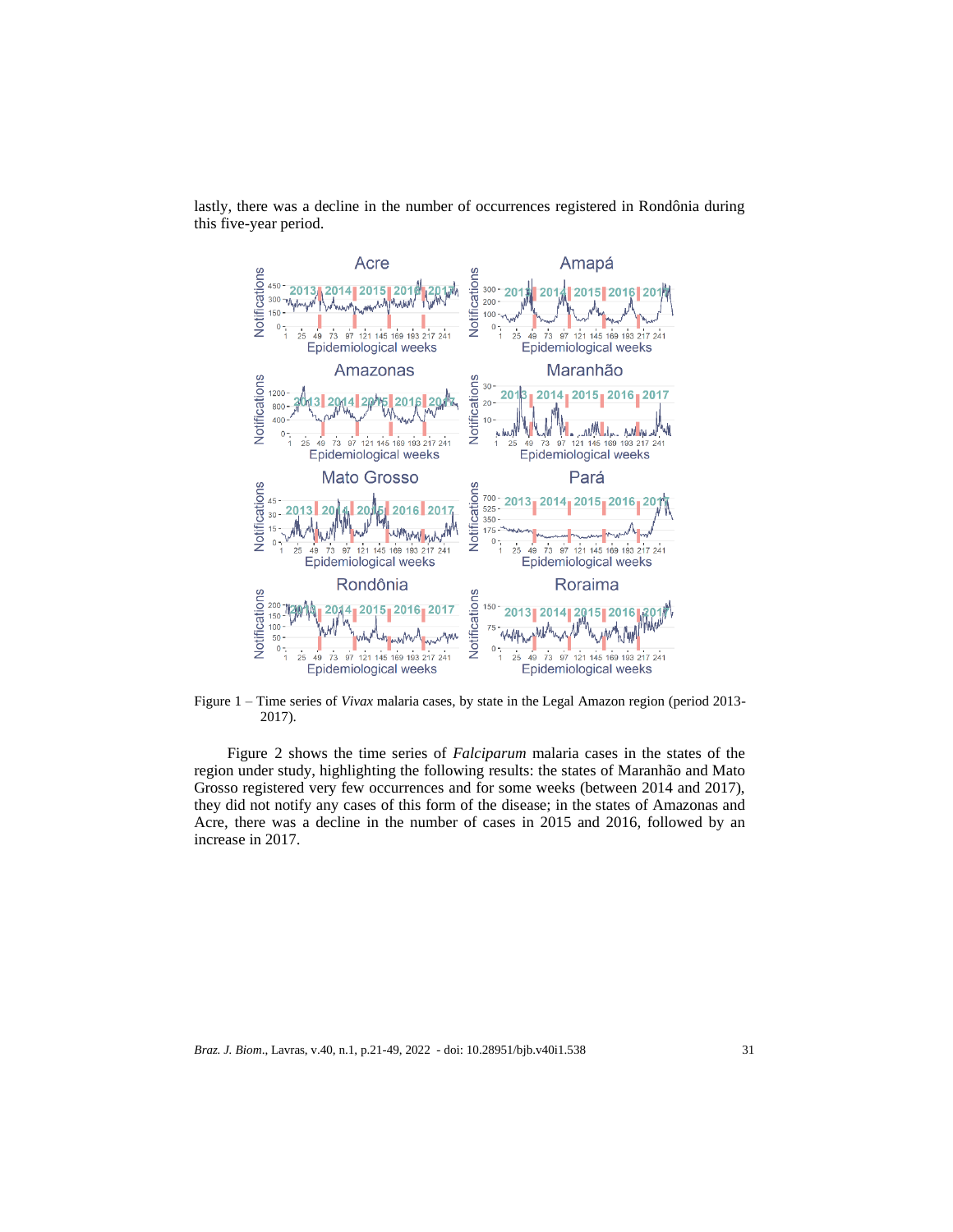lastly, there was a decline in the number of occurrences registered in Rondônia during this five-year period.

Figure 1 – Time series of *Vivax* malaria cases, by state in the Legal Amazon region (period 2013-2017).

Figure 2 shows the time series of *Falciparum* malaria cases in the states of the region under study, highlighting the following results: the states of Maranhão and Mato Grosso registered very few occurrences and for some weeks (between 2014 and 2017), they did not notify any cases of this form of the disease; in the states of Amazonas and Acre, there was a decline in the number of cases in 2015 and 2016, followed by an increase in 2017.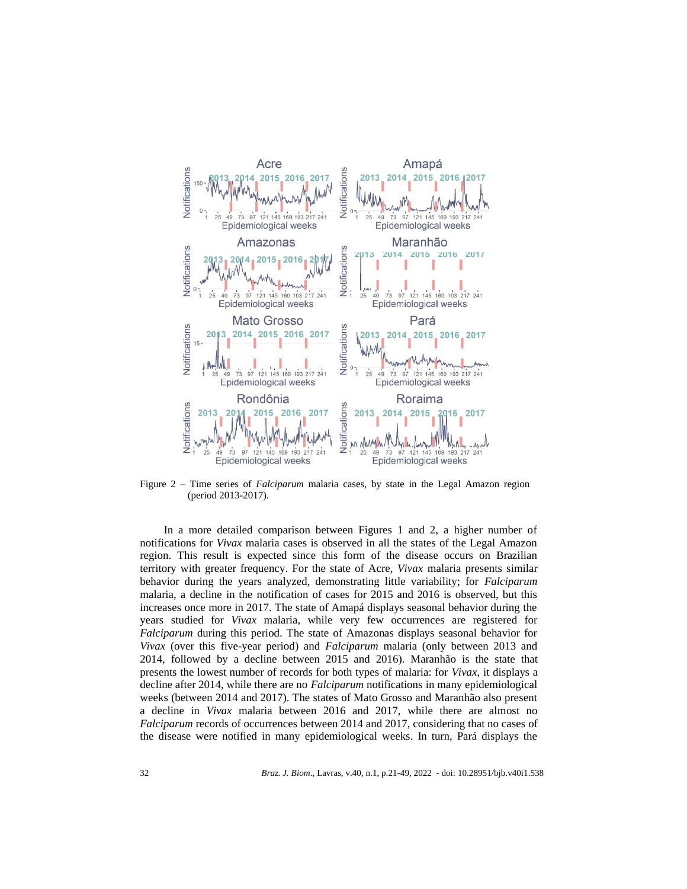Figure 2 – Time series of *Falciparum* malaria cases, by state in the Legal Amazon region (period 2013-2017).

In a more detailed comparison between Figures 1 and 2, a higher number of notifications for *Vivax* malaria cases is observed in all the states of the Legal Amazon region. This result is expected since this form of the disease occurs on Brazilian territory with greater frequency. For the state of Acre, *Vivax* malaria presents similar behavior during the years analyzed, demonstrating little variability; for *Falciparum* malaria, a decline in the notification of cases for 2015 and 2016 is observed, but this increases once more in 2017. The state of Amapá displays seasonal behavior during the years studied for *Vivax* malaria, while very few occurrences are registered for *Falciparum* during this period. The state of Amazonas displays seasonal behavior for *Vivax* (over this five-year period) and *Falciparum* malaria (only between 2013 and 2014, followed by a decline between 2015 and 2016). Maranhão is the state that presents the lowest number of records for both types of malaria: for *Vivax*, it displays a decline after 2014, while there are no *Falciparum* notifications in many epidemiological weeks (between 2014 and 2017). The states of Mato Grosso and Maranhão also present a decline in *Vivax* malaria between 2016 and 2017, while there are almost no *Falciparum* records of occurrences between 2014 and 2017, considering that no cases of the disease were notified in many epidemiological weeks. In turn, Pará displays the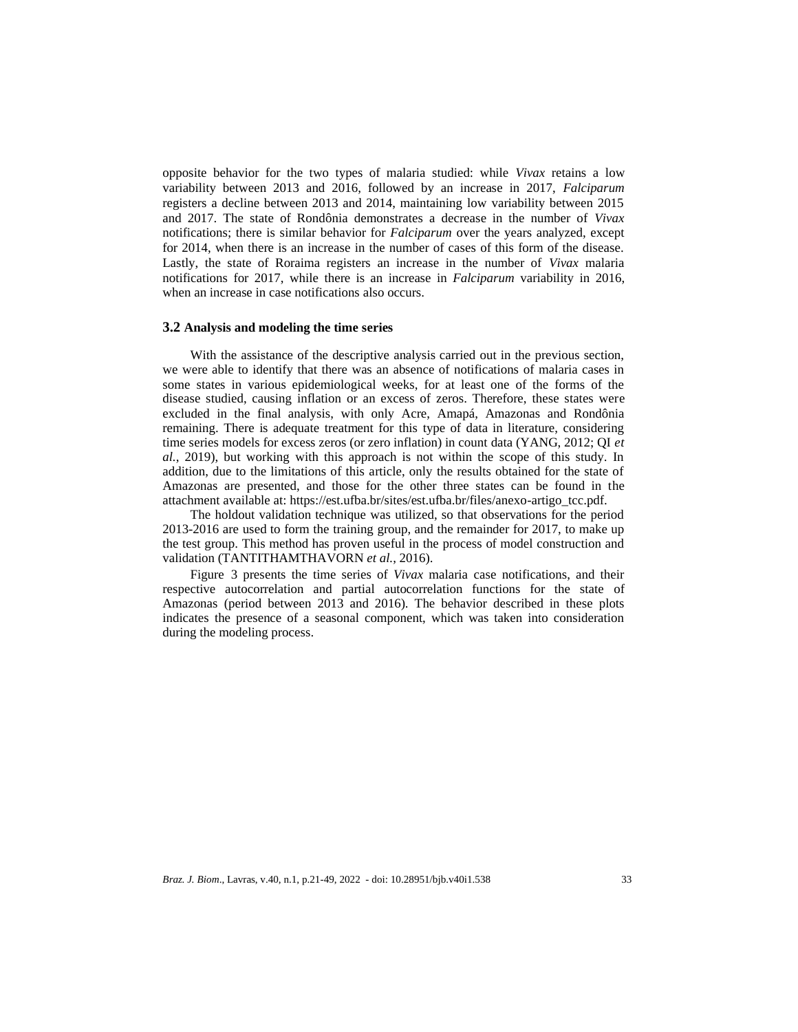opposite behavior for the two types of malaria studied: while *Vivax* retains a low variability between 2013 and 2016, followed by an increase in 2017, *Falciparum* registers a decline between 2013 and 2014, maintaining low variability between 2015 and 2017. The state of Rondônia demonstrates a decrease in the number of *Vivax* notifications; there is similar behavior for *Falciparum* over the years analyzed, except for 2014, when there is an increase in the number of cases of this form of the disease. Lastly, the state of Roraima registers an increase in the number of *Vivax* malaria notifications for 2017, while there is an increase in *Falciparum* variability in 2016, when an increase in case notifications also occurs.

### 3.2 Analysis and modeling the time series

With the assistance of the descriptive analysis carried out in the previous section, we were able to identify that there was an absence of notifications of malaria cases in some states in various epidemiological weeks, for at least one of the forms of the disease studied, causing inflation or an excess of zeros. Therefore, these states were excluded in the final analysis, with only Acre, Amapá, Amazonas and Rondônia remaining. There is adequate treatment for this type of data in literature, considering time series models for excess zeros (or zero inflation) in count data (YANG, 2012; QI *et al.*, 2019), but working with this approach is not within the scope of this study. In addition, due to the limitations of this article, only the results obtained for the state of Amazonas are presented, and those for the other three states can be found in the attachment available at: https://est.ufba.br/sites/est.ufba.br/files/anexo-artigo_tcc.pdf.

The holdout validation technique was utilized, so that observations for the period 2013-2016 are used to form the training group, and the remainder for 2017, to make up the test group. This method has proven useful in the process of model construction and validation (TANTITHAMTHAVORN *et al.*, 2016).

Figure 3 presents the time series of *Vivax* malaria case notifications, and their respective autocorrelation and partial autocorrelation functions for the state of Amazonas (period between 2013 and 2016). The behavior described in these plots indicates the presence of a seasonal component, which was taken into consideration during the modeling process.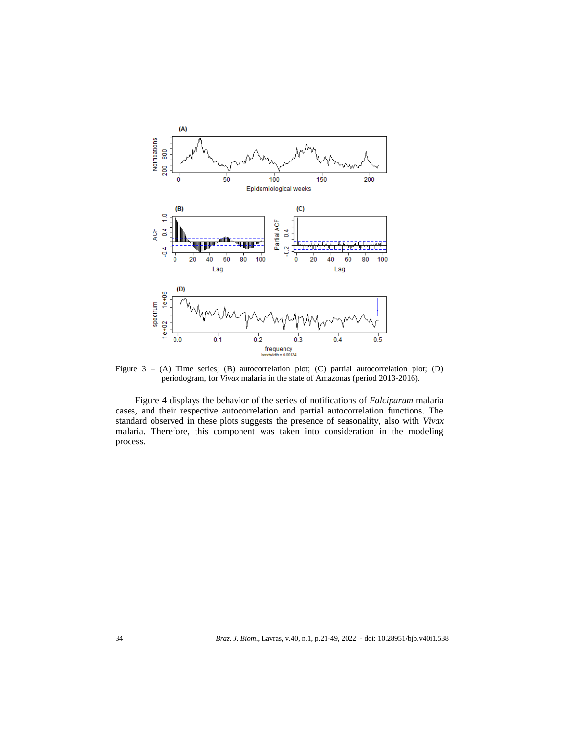Figure 3 – (A) Time series; (B) autocorrelation plot; (C) partial autocorrelation plot; (D) periodogram, for *Vivax* malaria in the state of Amazonas (period 2013-2016).

Figure 4 displays the behavior of the series of notifications of *Falciparum* malaria cases, and their respective autocorrelation and partial autocorrelation functions. The standard observed in these plots suggests the presence of seasonality, also with *Vivax* malaria. Therefore, this component was taken into consideration in the modeling process.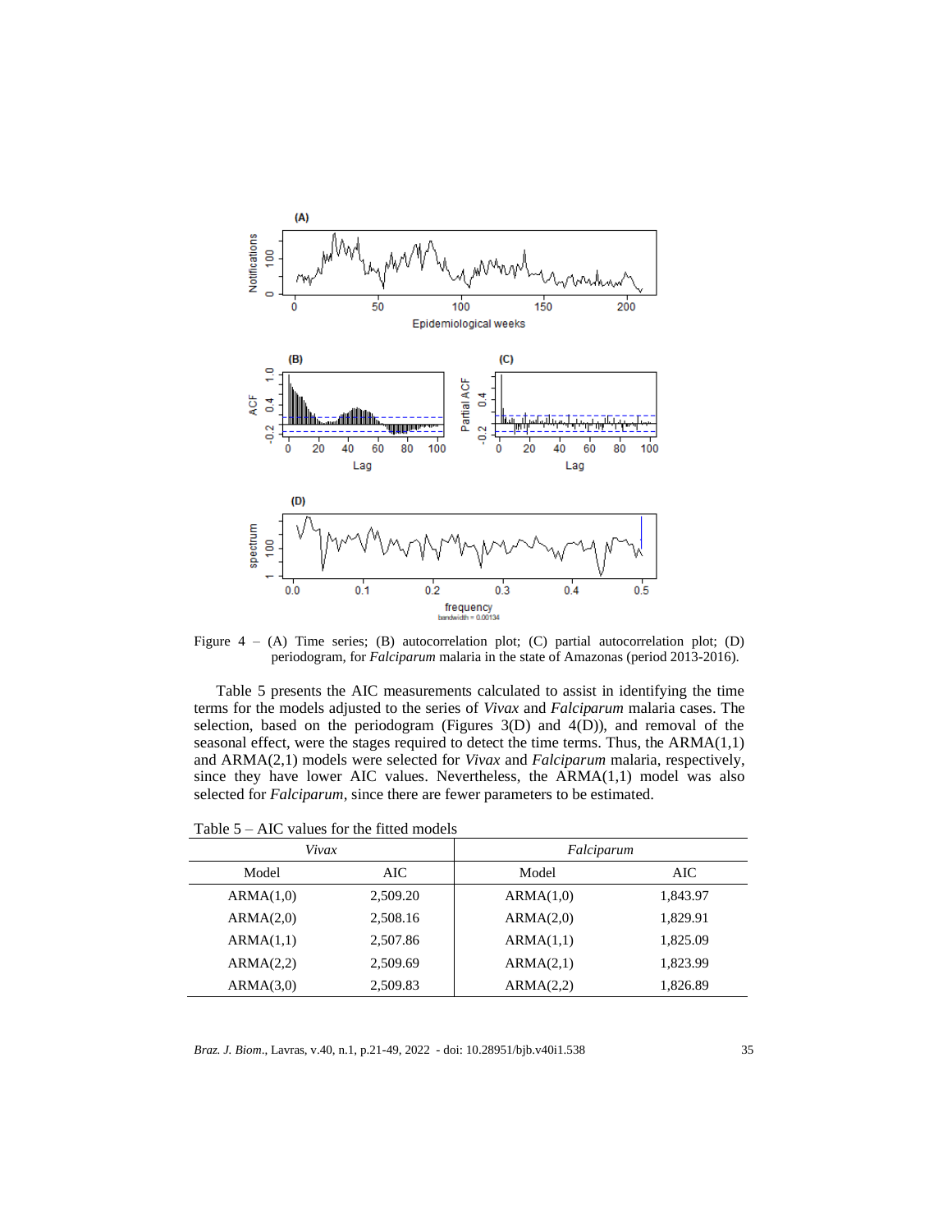Figure 4 – (A) Time series; (B) autocorrelation plot; (C) partial autocorrelation plot; (D) periodogram, for *Falciparum* malaria in the state of Amazonas (period 2013-2016).

Table 5 presents the AIC measurements calculated to assist in identifying the time terms for the models adjusted to the series of *Vivax* and *Falciparum* malaria cases. The selection, based on the periodogram (Figures 3(D) and 4(D)), and removal of the seasonal effect, were the stages required to detect the time terms. Thus, the ARMA(1,1) and ARMA(2,1) models were selected for *Vivax* and *Falciparum* malaria, respectively, since they have lower AIC values. Nevertheless, the ARMA(1,1) model was also selected for *Falciparum*, since there are fewer parameters to be estimated.

Table 5 – AIC values for the fitted models

| *Vivax* | | *Falciparum* | |
|---|---|---|---|
| Model | AIC | Model | AIC |
| ARMA(1,0) | 2,509.20 | ARMA(1,0) | 1,843.97 |
| ARMA(2,0) | 2,508.16 | ARMA(2,0) | 1,829.91 |
| ARMA(1,1) | 2,507.86 | ARMA(1,1) | 1,825.09 |
| ARMA(2,2) | 2,509.69 | ARMA(2,1) | 1,823.99 |
| ARMA(3,0) | 2,509.83 | ARMA(2,2) | 1,826.89 |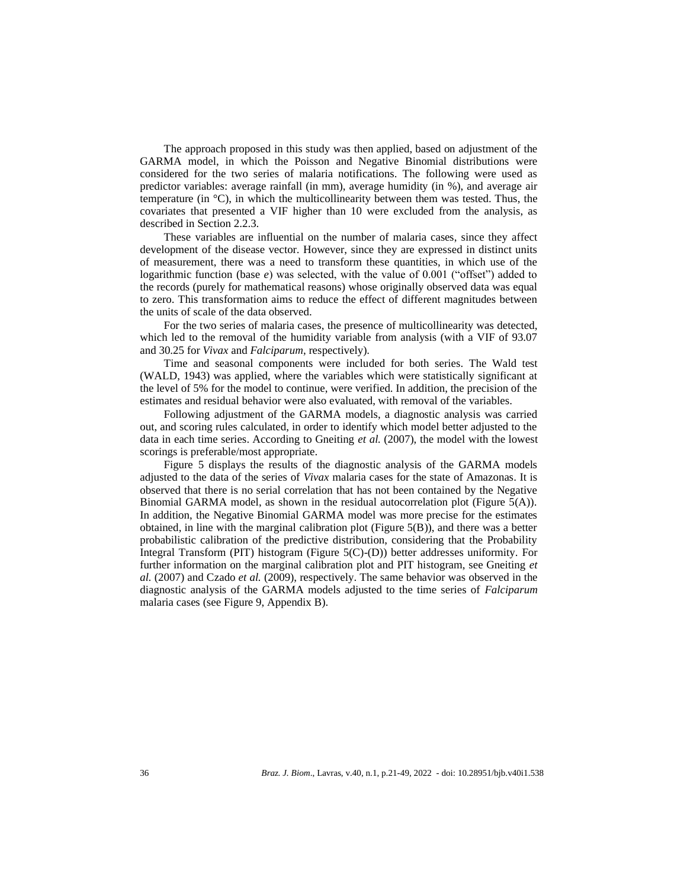The approach proposed in this study was then applied, based on adjustment of the GARMA model, in which the Poisson and Negative Binomial distributions were considered for the two series of malaria notifications. The following were used as predictor variables: average rainfall (in mm), average humidity (in %), and average air temperature (in °C), in which the multicollinearity between them was tested. Thus, the covariates that presented a VIF higher than 10 were excluded from the analysis, as described in Section 2.2.3.

These variables are influential on the number of malaria cases, since they affect development of the disease vector. However, since they are expressed in distinct units of measurement, there was a need to transform these quantities, in which use of the logarithmic function (base *e*) was selected, with the value of 0.001 ("offset") added to the records (purely for mathematical reasons) whose originally observed data was equal to zero. This transformation aims to reduce the effect of different magnitudes between the units of scale of the data observed.

For the two series of malaria cases, the presence of multicollinearity was detected, which led to the removal of the humidity variable from analysis (with a VIF of 93.07 and 30.25 for *Vivax* and *Falciparum*, respectively).

Time and seasonal components were included for both series. The Wald test (WALD, 1943) was applied, where the variables which were statistically significant at the level of 5% for the model to continue, were verified. In addition, the precision of the estimates and residual behavior were also evaluated, with removal of the variables.

Following adjustment of the GARMA models, a diagnostic analysis was carried out, and scoring rules calculated, in order to identify which model better adjusted to the data in each time series. According to Gneiting *et al.* (2007), the model with the lowest scorings is preferable/most appropriate.

Figure 5 displays the results of the diagnostic analysis of the GARMA models adjusted to the data of the series of *Vivax* malaria cases for the state of Amazonas. It is observed that there is no serial correlation that has not been contained by the Negative Binomial GARMA model, as shown in the residual autocorrelation plot (Figure 5(A)). In addition, the Negative Binomial GARMA model was more precise for the estimates obtained, in line with the marginal calibration plot (Figure 5(B)), and there was a better probabilistic calibration of the predictive distribution, considering that the Probability Integral Transform (PIT) histogram (Figure 5(C)-(D)) better addresses uniformity. For further information on the marginal calibration plot and PIT histogram, see Gneiting *et al.* (2007) and Czado *et al.* (2009), respectively. The same behavior was observed in the diagnostic analysis of the GARMA models adjusted to the time series of *Falciparum* malaria cases (see Figure 9, Appendix B).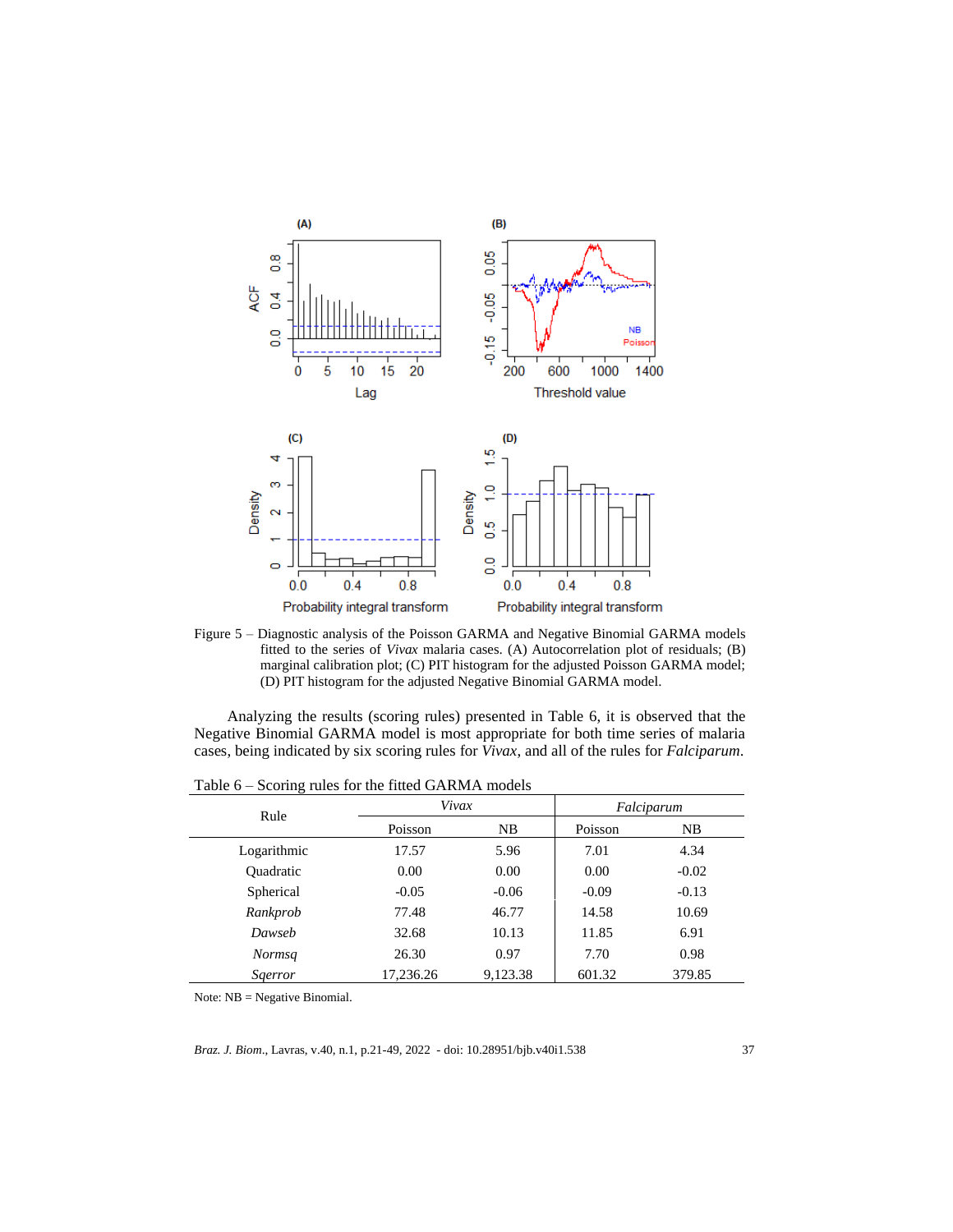Figure 5 – Diagnostic analysis of the Poisson GARMA and Negative Binomial GARMA models fitted to the series of *Vivax* malaria cases. (A) Autocorrelation plot of residuals; (B) marginal calibration plot; (C) PIT histogram for the adjusted Poisson GARMA model; (D) PIT histogram for the adjusted Negative Binomial GARMA model.

Analyzing the results (scoring rules) presented in Table 6, it is observed that the Negative Binomial GARMA model is most appropriate for both time series of malaria cases, being indicated by six scoring rules for *Vivax*, and all of the rules for *Falciparum*.

Table 6 – Scoring rules for the fitted GARMA models

| Rule | *Vivax* | | *Falciparum* | |
|---|---|---|---|---|
| | Poisson | NB | Poisson | NB |
| Logarithmic | 17.57 | 5.96 | 7.01 | 4.34 |
| Quadratic | 0.00 | 0.00 | 0.00 | -0.02 |
| Spherical | -0.05 | -0.06 | -0.09 | -0.13 |
| *Rankprob* | 77.48 | 46.77 | 14.58 | 10.69 |
| *Dawseb* | 32.68 | 10.13 | 11.85 | 6.91 |
| *Normsq* | 26.30 | 0.97 | 7.70 | 0.98 |
| *Sqerror* | 17,236.26 | 9,123.38 | 601.32 | 379.85 |

Note: NB = Negative Binomial.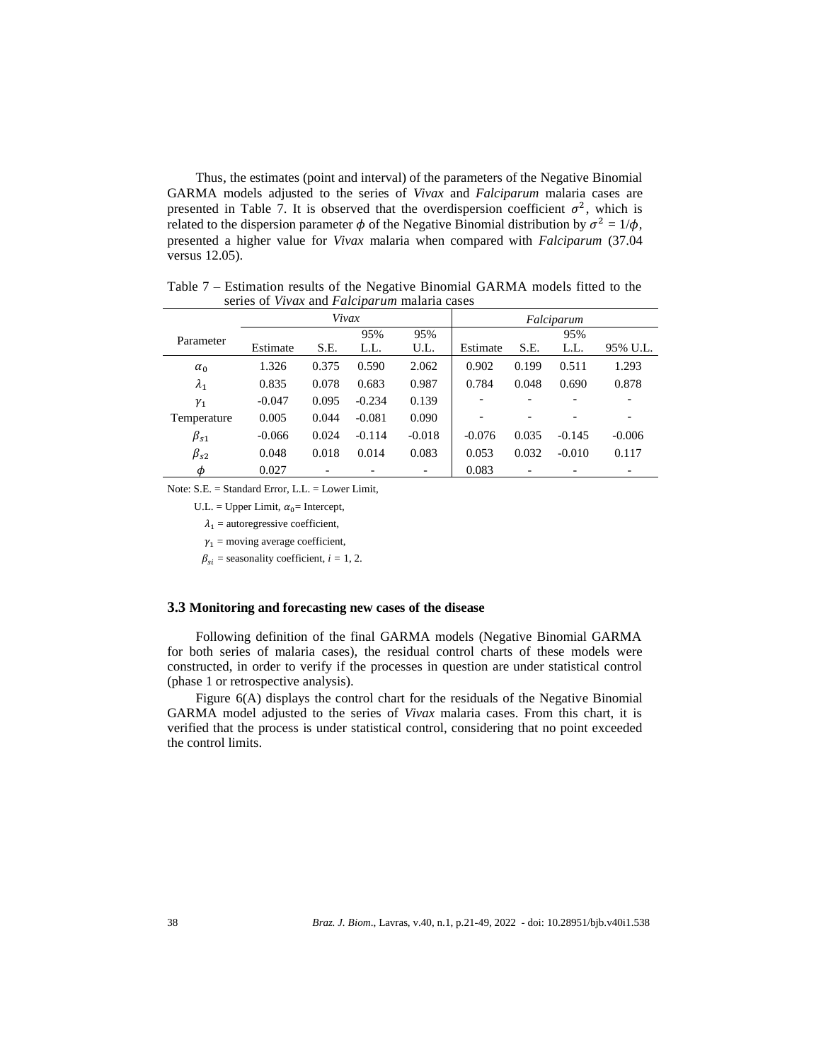Thus, the estimates (point and interval) of the parameters of the Negative Binomial GARMA models adjusted to the series of *Vivax* and *Falciparum* malaria cases are presented in Table 7. It is observed that the overdispersion coefficient $\sigma^2$, which is related to the dispersion parameter $\phi$ of the Negative Binomial distribution by $\sigma^2 = 1/\phi$, presented a higher value for *Vivax* malaria when compared with *Falciparum* (37.04 versus 12.05).

Table 7 – Estimation results of the Negative Binomial GARMA models fitted to the series of *Vivax* and *Falciparum* malaria cases

| Parameter | *Vivax* | | | | *Falciparum* | | | |
|---|---|---|---|---|---|---|---|---|
| | Estimate | S.E. | 95% L.L. | 95% U.L. | Estimate | S.E. | 95% L.L. | 95% U.L. |
| $\alpha_0$ | 1.326 | 0.375 | 0.590 | 2.062 | 0.902 | 0.199 | 0.511 | 1.293 |
| $\lambda_1$ | 0.835 | 0.078 | 0.683 | 0.987 | 0.784 | 0.048 | 0.690 | 0.878 |
| $\gamma_1$ | -0.047 | 0.095 | -0.234 | 0.139 | - | - | - | - |
| Temperature | 0.005 | 0.044 | -0.081 | 0.090 | - | - | - | - |
| $\beta_{s1}$ | -0.066 | 0.024 | -0.114 | -0.018 | -0.076 | 0.035 | -0.145 | -0.006 |
| $\beta_{s2}$ | 0.048 | 0.018 | 0.014 | 0.083 | 0.053 | 0.032 | -0.010 | 0.117 |
| $\phi$ | 0.027 | - | - | - | 0.083 | - | - | - |

Note: S.E. = Standard Error, L.L. = Lower Limit,

U.L. = Upper Limit, $\alpha_0$= Intercept,

$\lambda_1$ = autoregressive coefficient,

$\gamma_1$ = moving average coefficient,

$\beta_{si}$ = seasonality coefficient, $i$ = 1, 2.

### 3.3 Monitoring and forecasting new cases of the disease

Following definition of the final GARMA models (Negative Binomial GARMA for both series of malaria cases), the residual control charts of these models were constructed, in order to verify if the processes in question are under statistical control (phase 1 or retrospective analysis).

Figure 6(A) displays the control chart for the residuals of the Negative Binomial GARMA model adjusted to the series of *Vivax* malaria cases. From this chart, it is verified that the process is under statistical control, considering that no point exceeded the control limits.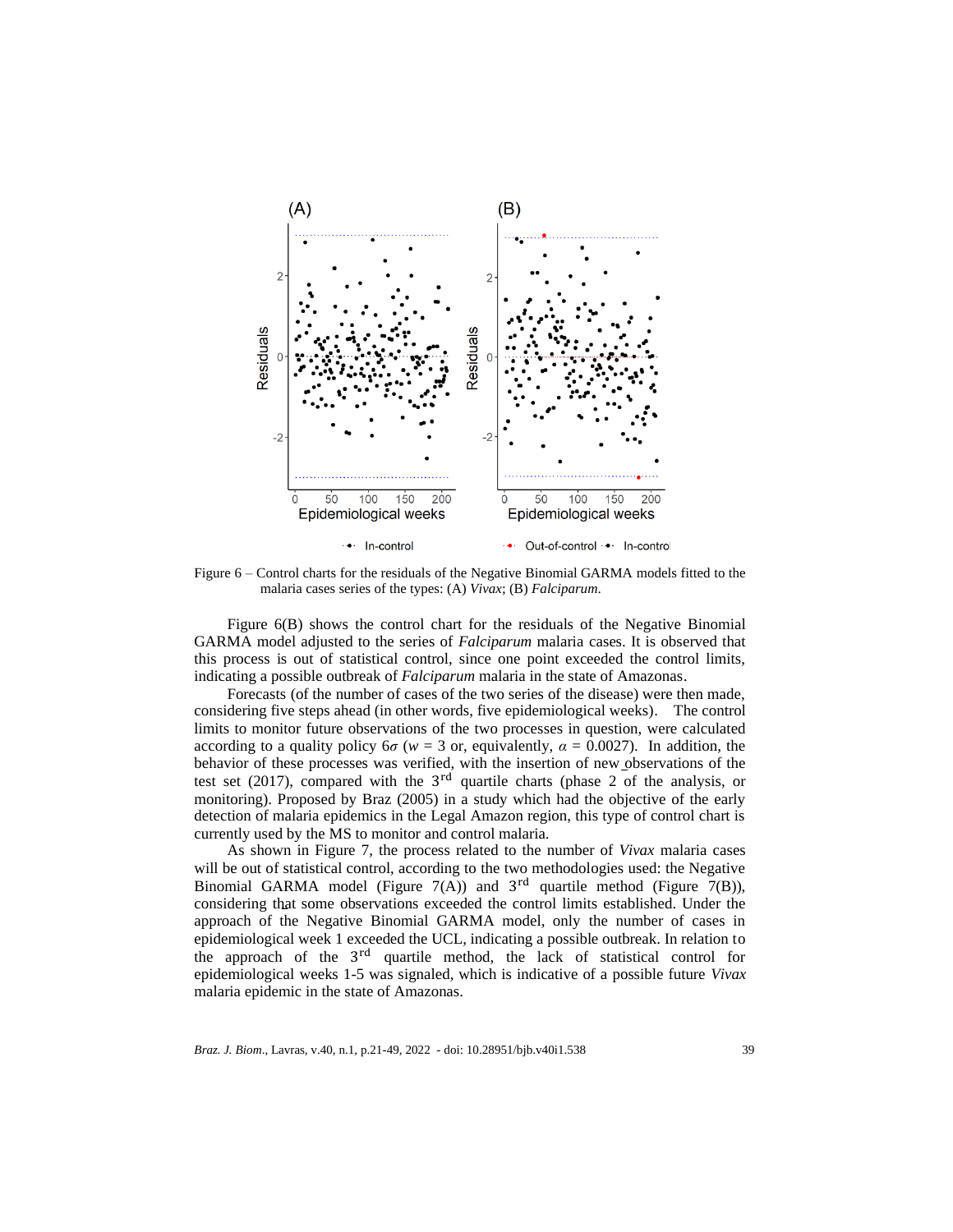Figure 6 – Control charts for the residuals of the Negative Binomial GARMA models fitted to the malaria cases series of the types: (A) *Vivax*; (B) *Falciparum*.

Figure 6(B) shows the control chart for the residuals of the Negative Binomial GARMA model adjusted to the series of *Falciparum* malaria cases. It is observed that this process is out of statistical control, since one point exceeded the control limits, indicating a possible outbreak of *Falciparum* malaria in the state of Amazonas.

Forecasts (of the number of cases of the two series of the disease) were then made, considering five steps ahead (in other words, five epidemiological weeks). The control limits to monitor future observations of the two processes in question, were calculated according to a quality policy $6\sigma$ ($w = 3$ or, equivalently, $\alpha = 0.0027$). In addition, the behavior of these processes was verified, with the insertion of new observations of the test set (2017), compared with the 3rd quartile charts (phase 2 of the analysis, or monitoring). Proposed by Braz (2005) in a study which had the objective of the early detection of malaria epidemics in the Legal Amazon region, this type of control chart is currently used by the MS to monitor and control malaria.

As shown in Figure 7, the process related to the number of *Vivax* malaria cases will be out of statistical control, according to the two methodologies used: the Negative Binomial GARMA model (Figure 7(A)) and 3rd quartile method (Figure 7(B)), considering that some observations exceeded the control limits established. Under the approach of the Negative Binomial GARMA model, only the number of cases in epidemiological week 1 exceeded the UCL, indicating a possible outbreak. In relation to the approach of the 3rd quartile method, the lack of statistical control for epidemiological weeks 1-5 was signaled, which is indicative of a possible future *Vivax* malaria epidemic in the state of Amazonas.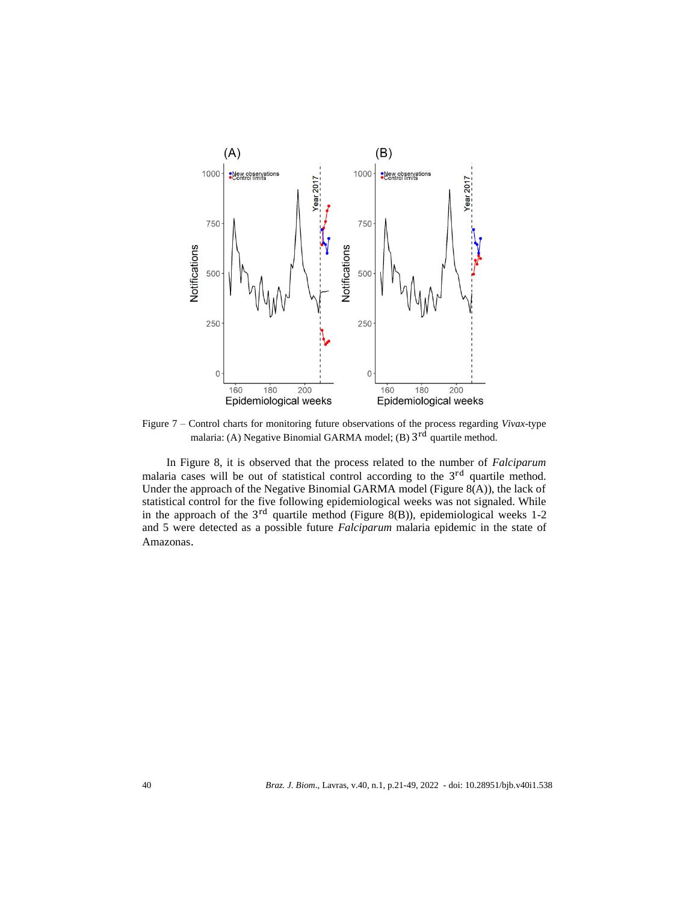Figure 7 – Control charts for monitoring future observations of the process regarding *Vivax*-type malaria: (A) Negative Binomial GARMA model; (B) $3^{\text{rd}}$ quartile method.

In Figure 8, it is observed that the process related to the number of *Falciparum* malaria cases will be out of statistical control according to the $3^{\text{rd}}$ quartile method. Under the approach of the Negative Binomial GARMA model (Figure 8(A)), the lack of statistical control for the five following epidemiological weeks was not signaled. While in the approach of the $3^{\text{rd}}$ quartile method (Figure 8(B)), epidemiological weeks 1-2 and 5 were detected as a possible future *Falciparum* malaria epidemic in the state of Amazonas.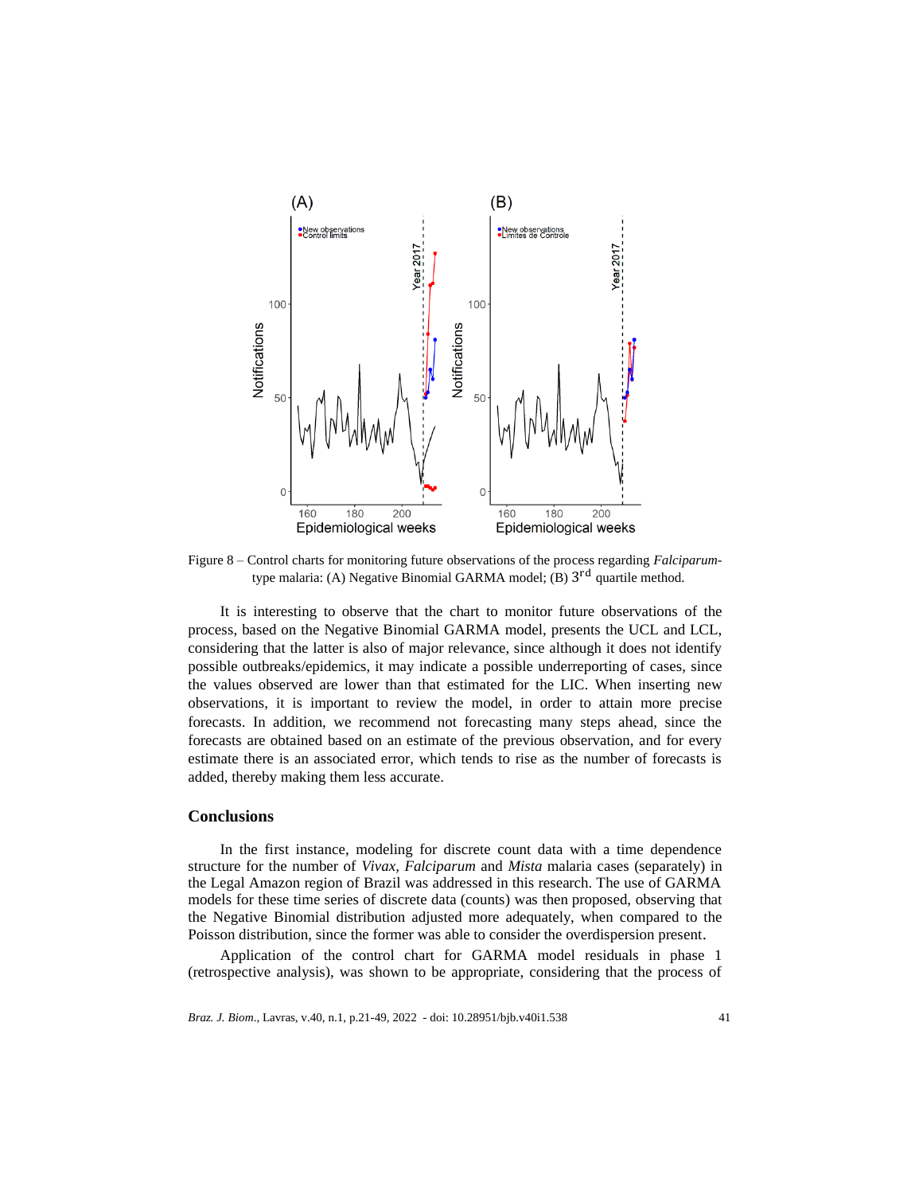Figure 8 – Control charts for monitoring future observations of the process regarding *Falciparum*-type malaria: (A) Negative Binomial GARMA model; (B) $3^{\text{rd}}$ quartile method.

It is interesting to observe that the chart to monitor future observations of the process, based on the Negative Binomial GARMA model, presents the UCL and LCL, considering that the latter is also of major relevance, since although it does not identify possible outbreaks/epidemics, it may indicate a possible underreporting of cases, since the values observed are lower than that estimated for the LIC. When inserting new observations, it is important to review the model, in order to attain more precise forecasts. In addition, we recommend not forecasting many steps ahead, since the forecasts are obtained based on an estimate of the previous observation, and for every estimate there is an associated error, which tends to rise as the number of forecasts is added, thereby making them less accurate.

## Conclusions

In the first instance, modeling for discrete count data with a time dependence structure for the number of *Vivax, Falciparum* and *Mista* malaria cases (separately) in the Legal Amazon region of Brazil was addressed in this research. The use of GARMA models for these time series of discrete data (counts) was then proposed, observing that the Negative Binomial distribution adjusted more adequately, when compared to the Poisson distribution, since the former was able to consider the overdispersion present.

Application of the control chart for GARMA model residuals in phase 1 (retrospective analysis), was shown to be appropriate, considering that the process of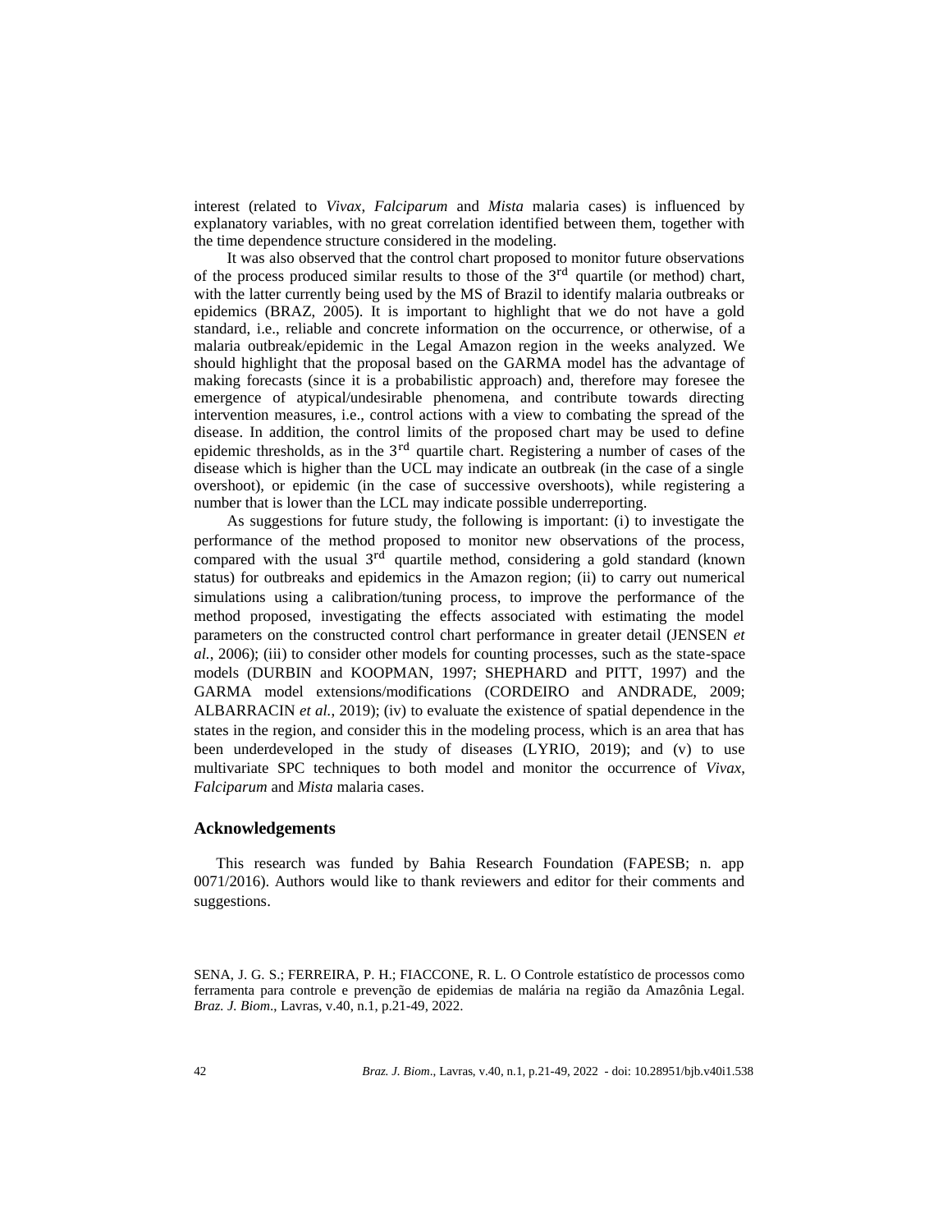interest (related to *Vivax*, *Falciparum* and *Mista* malaria cases) is influenced by explanatory variables, with no great correlation identified between them, together with the time dependence structure considered in the modeling.

It was also observed that the control chart proposed to monitor future observations of the process produced similar results to those of the 3rd quartile (or method) chart, with the latter currently being used by the MS of Brazil to identify malaria outbreaks or epidemics (BRAZ, 2005). It is important to highlight that we do not have a gold standard, i.e., reliable and concrete information on the occurrence, or otherwise, of a malaria outbreak/epidemic in the Legal Amazon region in the weeks analyzed. We should highlight that the proposal based on the GARMA model has the advantage of making forecasts (since it is a probabilistic approach) and, therefore may foresee the emergence of atypical/undesirable phenomena, and contribute towards directing intervention measures, i.e., control actions with a view to combating the spread of the disease. In addition, the control limits of the proposed chart may be used to define epidemic thresholds, as in the 3rd quartile chart. Registering a number of cases of the disease which is higher than the UCL may indicate an outbreak (in the case of a single overshoot), or epidemic (in the case of successive overshoots), while registering a number that is lower than the LCL may indicate possible underreporting.

As suggestions for future study, the following is important: (i) to investigate the performance of the method proposed to monitor new observations of the process, compared with the usual 3rd quartile method, considering a gold standard (known status) for outbreaks and epidemics in the Amazon region; (ii) to carry out numerical simulations using a calibration/tuning process, to improve the performance of the method proposed, investigating the effects associated with estimating the model parameters on the constructed control chart performance in greater detail (JENSEN *et al.*, 2006); (iii) to consider other models for counting processes, such as the state-space models (DURBIN and KOOPMAN, 1997; SHEPHARD and PITT, 1997) and the GARMA model extensions/modifications (CORDEIRO and ANDRADE, 2009; ALBARRACIN *et al.*, 2019); (iv) to evaluate the existence of spatial dependence in the states in the region, and consider this in the modeling process, which is an area that has been underdeveloped in the study of diseases (LYRIO, 2019); and (v) to use multivariate SPC techniques to both model and monitor the occurrence of *Vivax*, *Falciparum* and *Mista* malaria cases.

## Acknowledgements

This research was funded by Bahia Research Foundation (FAPESB; n. app 0071/2016). Authors would like to thank reviewers and editor for their comments and suggestions.

SENA, J. G. S.; FERREIRA, P. H.; FIACCONE, R. L. O Controle estatístico de processos como ferramenta para controle e prevenção de epidemias de malária na região da Amazônia Legal. *Braz. J. Biom.*, Lavras, v.40, n.1, p.21-49, 2022.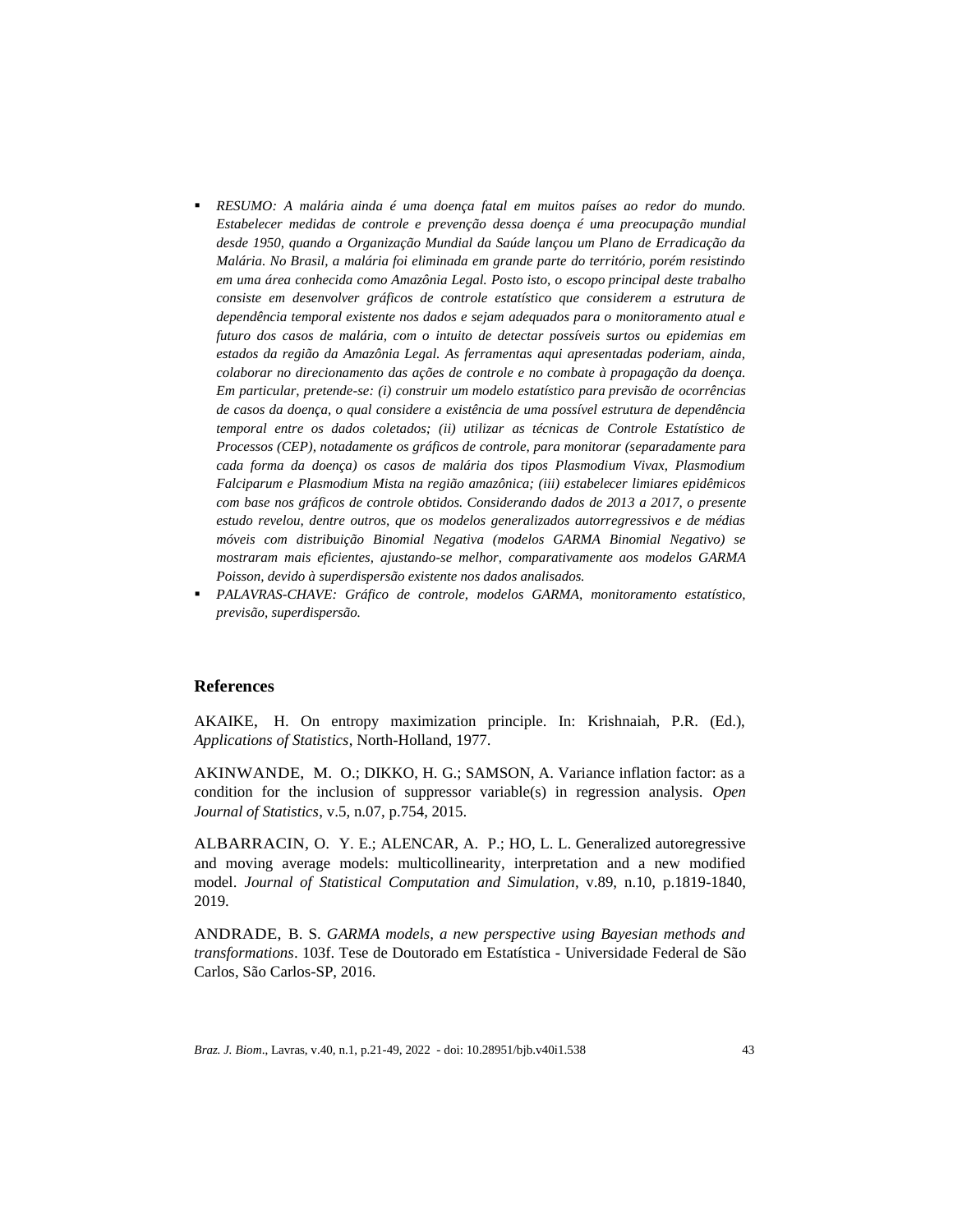- *RESUMO: A malária ainda é uma doença fatal em muitos países ao redor do mundo. Estabelecer medidas de controle e prevenção dessa doença é uma preocupação mundial desde 1950, quando a Organização Mundial da Saúde lançou um Plano de Erradicação da Malária. No Brasil, a malária foi eliminada em grande parte do território, porém resistindo em uma área conhecida como Amazônia Legal. Posto isto, o escopo principal deste trabalho consiste em desenvolver gráficos de controle estatístico que considerem a estrutura de dependência temporal existente nos dados e sejam adequados para o monitoramento atual e futuro dos casos de malária, com o intuito de detectar possíveis surtos ou epidemias em estados da região da Amazônia Legal. As ferramentas aqui apresentadas poderiam, ainda, colaborar no direcionamento das ações de controle e no combate à propagação da doença. Em particular, pretende-se: (i) construir um modelo estatístico para previsão de ocorrências de casos da doença, o qual considere a existência de uma possível estrutura de dependência temporal entre os dados coletados; (ii) utilizar as técnicas de Controle Estatístico de Processos (CEP), notadamente os gráficos de controle, para monitorar (separadamente para cada forma da doença) os casos de malária dos tipos Plasmodium Vivax, Plasmodium Falciparum e Plasmodium Mista na região amazônica; (iii) estabelecer limiares epidêmicos com base nos gráficos de controle obtidos. Considerando dados de 2013 a 2017, o presente estudo revelou, dentre outros, que os modelos generalizados autorregressivos e de médias móveis com distribuição Binomial Negativa (modelos GARMA Binomial Negativo) se mostraram mais eficientes, ajustando-se melhor, comparativamente aos modelos GARMA Poisson, devido à superdispersão existente nos dados analisados.*
- *PALAVRAS-CHAVE: Gráfico de controle, modelos GARMA, monitoramento estatístico, previsão, superdispersão.*

## References

AKAIKE, H. On entropy maximization principle. In: Krishnaiah, P.R. (Ed.), *Applications of Statistics*, North-Holland, 1977.

AKINWANDE, M. O.; DIKKO, H. G.; SAMSON, A. Variance inflation factor: as a condition for the inclusion of suppressor variable(s) in regression analysis. *Open Journal of Statistics*, v.5, n.07, p.754, 2015.

ALBARRACIN, O. Y. E.; ALENCAR, A. P.; HO, L. L. Generalized autoregressive and moving average models: multicollinearity, interpretation and a new modified model. *Journal of Statistical Computation and Simulation*, v.89, n.10, p.1819-1840, 2019.

ANDRADE, B. S. *GARMA models, a new perspective using Bayesian methods and transformations*. 103f. Tese de Doutorado em Estatística - Universidade Federal de São Carlos, São Carlos-SP, 2016.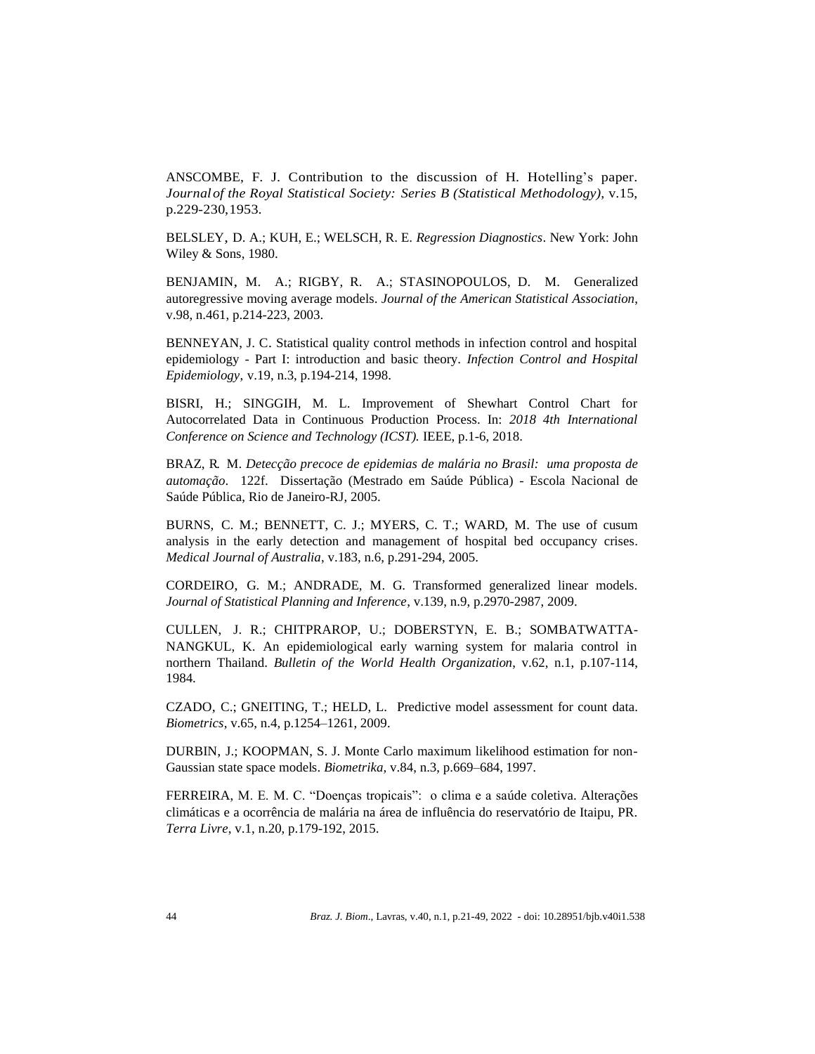ANSCOMBE, F. J. Contribution to the discussion of H. Hotelling's paper. *Journal of the Royal Statistical Society: Series B (Statistical Methodology)*, v.15, p.229-230, 1953.

BELSLEY, D. A.; KUH, E.; WELSCH, R. E. *Regression Diagnostics*. New York: John Wiley & Sons, 1980.

BENJAMIN, M. A.; RIGBY, R. A.; STASINOPOULOS, D. M. Generalized autoregressive moving average models. *Journal of the American Statistical Association*, v.98, n.461, p.214-223, 2003.

BENNEYAN, J. C. Statistical quality control methods in infection control and hospital epidemiology - Part I: introduction and basic theory. *Infection Control and Hospital Epidemiology*, v.19, n.3, p.194-214, 1998.

BISRI, H.; SINGGIH, M. L. Improvement of Shewhart Control Chart for Autocorrelated Data in Continuous Production Process. In: *2018 4th International Conference on Science and Technology (ICST).* IEEE, p.1-6, 2018.

BRAZ, R. M. *Detecção precoce de epidemias de malária no Brasil: uma proposta de automação*. 122f. Dissertação (Mestrado em Saúde Pública) - Escola Nacional de Saúde Pública, Rio de Janeiro-RJ, 2005.

BURNS, C. M.; BENNETT, C. J.; MYERS, C. T.; WARD, M. The use of cusum analysis in the early detection and management of hospital bed occupancy crises. *Medical Journal of Australia*, v.183, n.6, p.291-294, 2005.

CORDEIRO, G. M.; ANDRADE, M. G. Transformed generalized linear models. *Journal of Statistical Planning and Inference*, v.139, n.9, p.2970-2987, 2009.

CULLEN, J. R.; CHITPRAROP, U.; DOBERSTYN, E. B.; SOMBATWATTA-NANGKUL, K. An epidemiological early warning system for malaria control in northern Thailand. *Bulletin of the World Health Organization*, v.62, n.1, p.107-114, 1984.

CZADO, C.; GNEITING, T.; HELD, L. Predictive model assessment for count data. *Biometrics*, v.65, n.4, p.1254–1261, 2009.

DURBIN, J.; KOOPMAN, S. J. Monte Carlo maximum likelihood estimation for non-Gaussian state space models. *Biometrika*, v.84, n.3, p.669–684, 1997.

FERREIRA, M. E. M. C. "Doenças tropicais": o clima e a saúde coletiva. Alterações climáticas e a ocorrência de malária na área de influência do reservatório de Itaipu, PR. *Terra Livre*, v.1, n.20, p.179-192, 2015.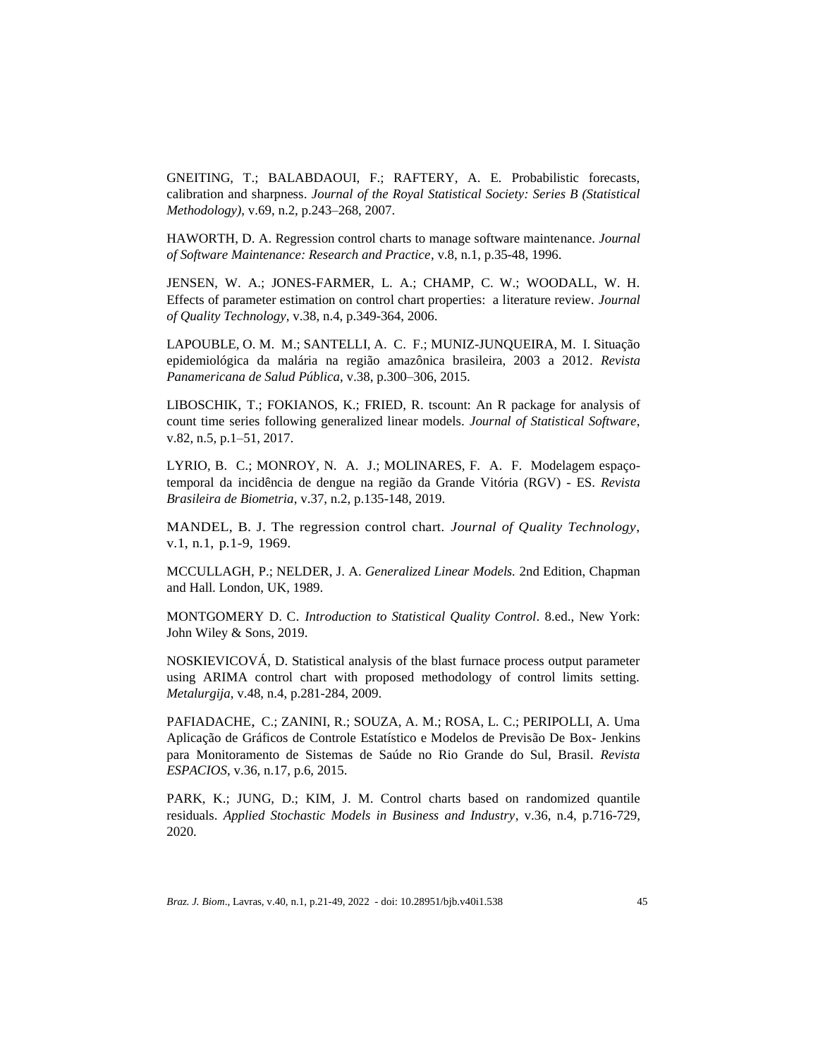GNEITING, T.; BALABDAOUI, F.; RAFTERY, A. E. Probabilistic forecasts, calibration and sharpness. *Journal of the Royal Statistical Society: Series B (Statistical Methodology)*, v.69, n.2, p.243–268, 2007.

HAWORTH, D. A. Regression control charts to manage software maintenance. *Journal of Software Maintenance: Research and Practice*, v.8, n.1, p.35-48, 1996.

JENSEN, W. A.; JONES-FARMER, L. A.; CHAMP, C. W.; WOODALL, W. H. Effects of parameter estimation on control chart properties: a literature review. *Journal of Quality Technology*, v.38, n.4, p.349-364, 2006.

LAPOUBLE, O. M. M.; SANTELLI, A. C. F.; MUNIZ-JUNQUEIRA, M. I. Situação epidemiológica da malária na região amazônica brasileira, 2003 a 2012. *Revista Panamericana de Salud Pública*, v.38, p.300–306, 2015.

LIBOSCHIK, T.; FOKIANOS, K.; FRIED, R. tscount: An R package for analysis of count time series following generalized linear models. *Journal of Statistical Software*, v.82, n.5, p.1–51, 2017.

LYRIO, B. C.; MONROY, N. A. J.; MOLINARES, F. A. F. Modelagem espaço-temporal da incidência de dengue na região da Grande Vitória (RGV) - ES. *Revista Brasileira de Biometria*, v.37, n.2, p.135-148, 2019.

MANDEL, B. J. The regression control chart. *Journal of Quality Technology*, v.1, n.1, p.1-9, 1969.

MCCULLAGH, P.; NELDER, J. A. *Generalized Linear Models.* 2nd Edition, Chapman and Hall. London, UK, 1989.

MONTGOMERY D. C. *Introduction to Statistical Quality Control*. 8.ed., New York: John Wiley & Sons, 2019.

NOSKIEVICOVÁ, D. Statistical analysis of the blast furnace process output parameter using ARIMA control chart with proposed methodology of control limits setting. *Metalurgija*, v.48, n.4, p.281-284, 2009.

PAFIADACHE, C.; ZANINI, R.; SOUZA, A. M.; ROSA, L. C.; PERIPOLLI, A. Uma Aplicação de Gráficos de Controle Estatístico e Modelos de Previsão De Box- Jenkins para Monitoramento de Sistemas de Saúde no Rio Grande do Sul, Brasil. *Revista ESPACIOS*, v.36, n.17, p.6, 2015.

PARK, K.; JUNG, D.; KIM, J. M. Control charts based on randomized quantile residuals. *Applied Stochastic Models in Business and Industry*, v.36, n.4, p.716-729, 2020.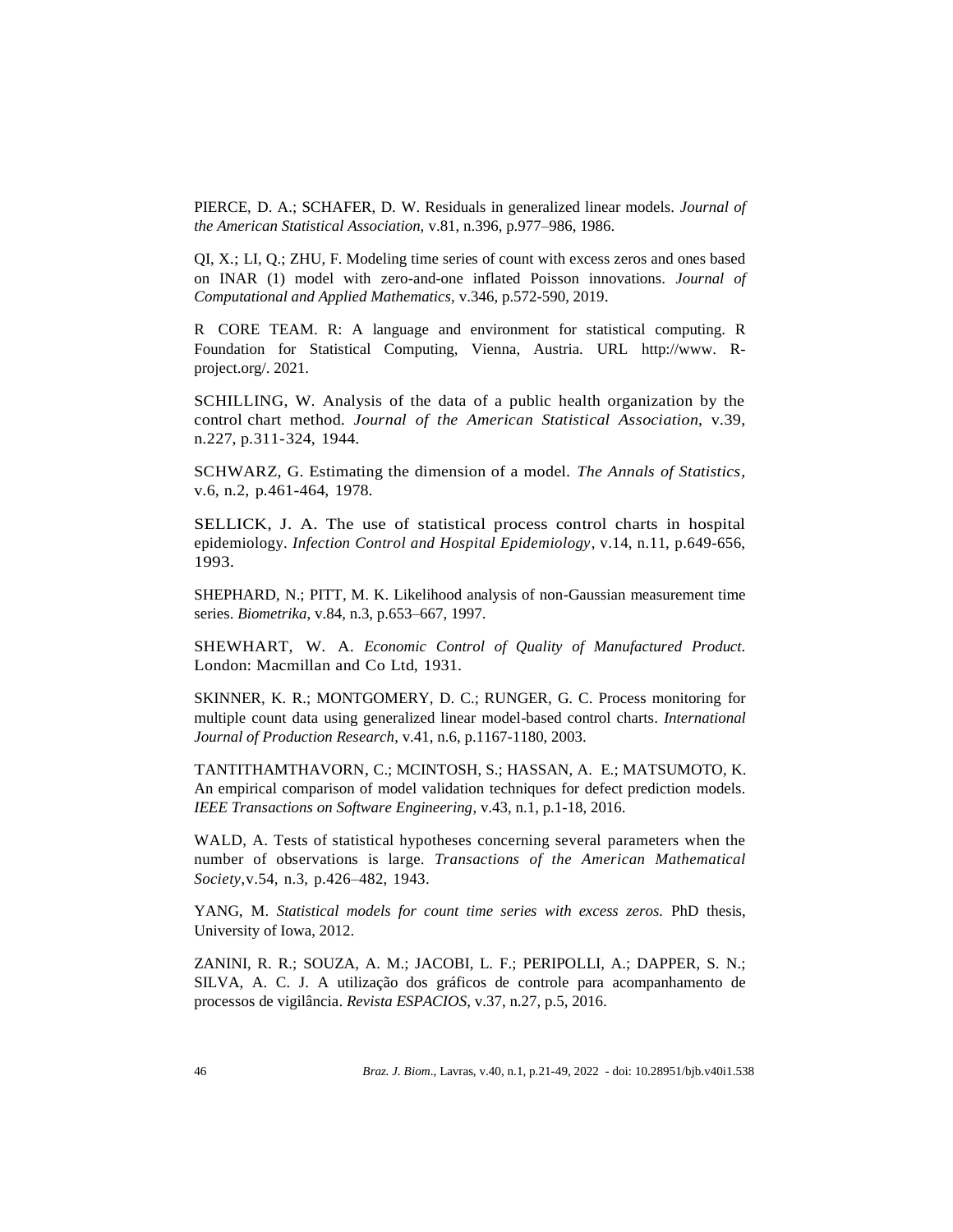PIERCE, D. A.; SCHAFER, D. W. Residuals in generalized linear models. *Journal of the American Statistical Association*, v.81, n.396, p.977–986, 1986.

QI, X.; LI, Q.; ZHU, F. Modeling time series of count with excess zeros and ones based on INAR (1) model with zero-and-one inflated Poisson innovations. *Journal of Computational and Applied Mathematics*, v.346, p.572-590, 2019.

R CORE TEAM. R: A language and environment for statistical computing. R Foundation for Statistical Computing, Vienna, Austria. URL http://www. R-project.org/. 2021.

SCHILLING, W. Analysis of the data of a public health organization by the control chart method. *Journal of the American Statistical Association*, v.39, n.227, p.311-324, 1944.

SCHWARZ, G. Estimating the dimension of a model. *The Annals of Statistics*, v.6, n.2, p.461-464, 1978.

SELLICK, J. A. The use of statistical process control charts in hospital epidemiology. *Infection Control and Hospital Epidemiology*, v.14, n.11, p.649-656, 1993.

SHEPHARD, N.; PITT, M. K. Likelihood analysis of non-Gaussian measurement time series. *Biometrika*, v.84, n.3, p.653–667, 1997.

SHEWHART, W. A. *Economic Control of Quality of Manufactured Product*. London: Macmillan and Co Ltd, 1931.

SKINNER, K. R.; MONTGOMERY, D. C.; RUNGER, G. C. Process monitoring for multiple count data using generalized linear model-based control charts. *International Journal of Production Research*, v.41, n.6, p.1167-1180, 2003.

TANTITHAMTHAVORN, C.; MCINTOSH, S.; HASSAN, A. E.; MATSUMOTO, K. An empirical comparison of model validation techniques for defect prediction models. *IEEE Transactions on Software Engineering*, v.43, n.1, p.1-18, 2016.

WALD, A. Tests of statistical hypotheses concerning several parameters when the number of observations is large. *Transactions of the American Mathematical Society*,v.54, n.3, p.426–482, 1943.

YANG, M. *Statistical models for count time series with excess zeros.* PhD thesis, University of Iowa, 2012.

ZANINI, R. R.; SOUZA, A. M.; JACOBI, L. F.; PERIPOLLI, A.; DAPPER, S. N.; SILVA, A. C. J. A utilização dos gráficos de controle para acompanhamento de processos de vigilância. *Revista ESPACIOS*, v.37, n.27, p.5, 2016.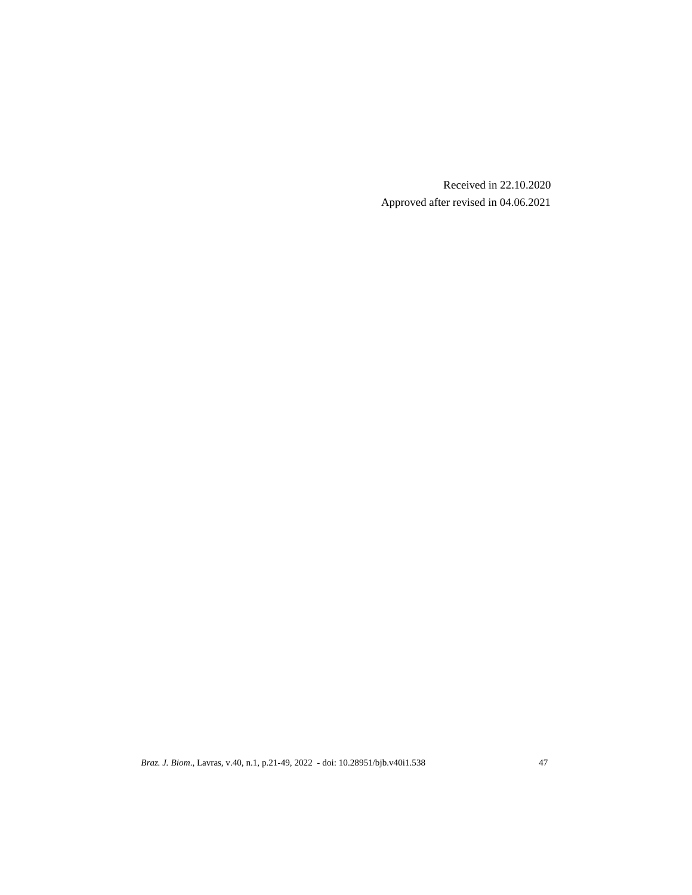Received in 22.10.2020

Approved after revised in 04.06.2021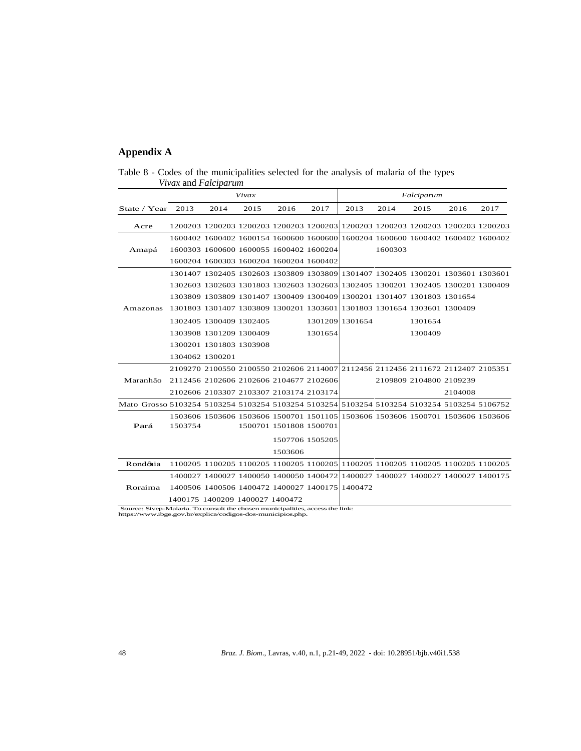## Appendix A

Table 8 - Codes of the municipalities selected for the analysis of malaria of the types *Vivax* and *Falciparum*

| | *Vivax* | | | | | *Falciparum* | | | | |
|---|---|---|---|---|---|---|---|---|---|---|
| State / Year | 2013 | 2014 | 2015 | 2016 | 2017 | 2013 | 2014 | 2015 | 2016 | 2017 |
| Acre | 1200203 | 1200203 | 1200203 | 1200203 | 1200203 | 1200203 | 1200203 | 1200203 | 1200203 | 1200203 |
| Amapá | 1600402 | 1600402 | 1600154 | 1600600 | 1600600 | 1600204 | 1600600 | 1600402 | 1600402 | 1600402 |
| | 1600303 | 1600600 | 1600055 | 1600402 | 1600204 | | 1600303 | | | |
| | 1600204 | 1600303 | 1600204 | 1600204 | 1600402 | | | | | |
| Amazonas | 1301407 | 1302405 | 1302603 | 1303809 | 1303809 | 1301407 | 1302405 | 1300201 | 1303601 | 1303601 |
| | 1302603 | 1302603 | 1301803 | 1302603 | 1302603 | 1302405 | 1300201 | 1302405 | 1300201 | 1300409 |
| | 1303809 | 1303809 | 1301407 | 1300409 | 1300409 | 1300201 | 1301407 | 1301803 | 1301654 | |
| | 1301803 | 1301407 | 1303809 | 1300201 | 1303601 | 1301803 | 1301654 | 1303601 | 1300409 | |
| | 1302405 | 1300409 | 1302405 | | 1301209 | 1301654 | | 1301654 | | |
| | 1303908 | 1301209 | 1300409 | | 1301654 | | | 1300409 | | |
| | 1300201 | 1301803 | 1303908 | | | | | | | |
| | 1304062 | 1300201 | | | | | | | | |
| Maranhão | 2109270 | 2100550 | 2100550 | 2102606 | 2114007 | 2112456 | 2112456 | 2111672 | 2112407 | 2105351 |
| | 2112456 | 2102606 | 2102606 | 2104677 | 2102606 | | 2109809 | 2104800 | 2109239 | |
| | 2102606 | 2103307 | 2103307 | 2103174 | 2103174 | | | | 2104008 | |
| Mato Grosso | 5103254 | 5103254 | 5103254 | 5103254 | 5103254 | 5103254 | 5103254 | 5103254 | 5103254 | 5106752 |
| Pará | 1503606 | 1503606 | 1503606 | 1500701 | 1501105 | 1503606 | 1503606 | 1500701 | 1503606 | 1503606 |
| | 1503754 | | 1500701 | 1501808 | 1500701 | | | | | |
| | | | | 1507706 | 1505205 | | | | | |
| | | | | 1503606 | | | | | | |
| Rondônia | 1100205 | 1100205 | 1100205 | 1100205 | 1100205 | 1100205 | 1100205 | 1100205 | 1100205 | 1100205 |
| Roraima | 1400027 | 1400027 | 1400050 | 1400050 | 1400472 | 1400027 | 1400027 | 1400027 | 1400027 | 1400175 |
| | 1400506 | 1400506 | 1400472 | 1400027 | 1400175 | 1400472 | | | | |
| | 1400175 | 1400209 | 1400027 | 1400472 | | | | | | |

Source: Sivep-Malaria. To consult the chosen municipalities, access the link: https://www.ibge.gov.br/explica/codigos-dos-municipios.php.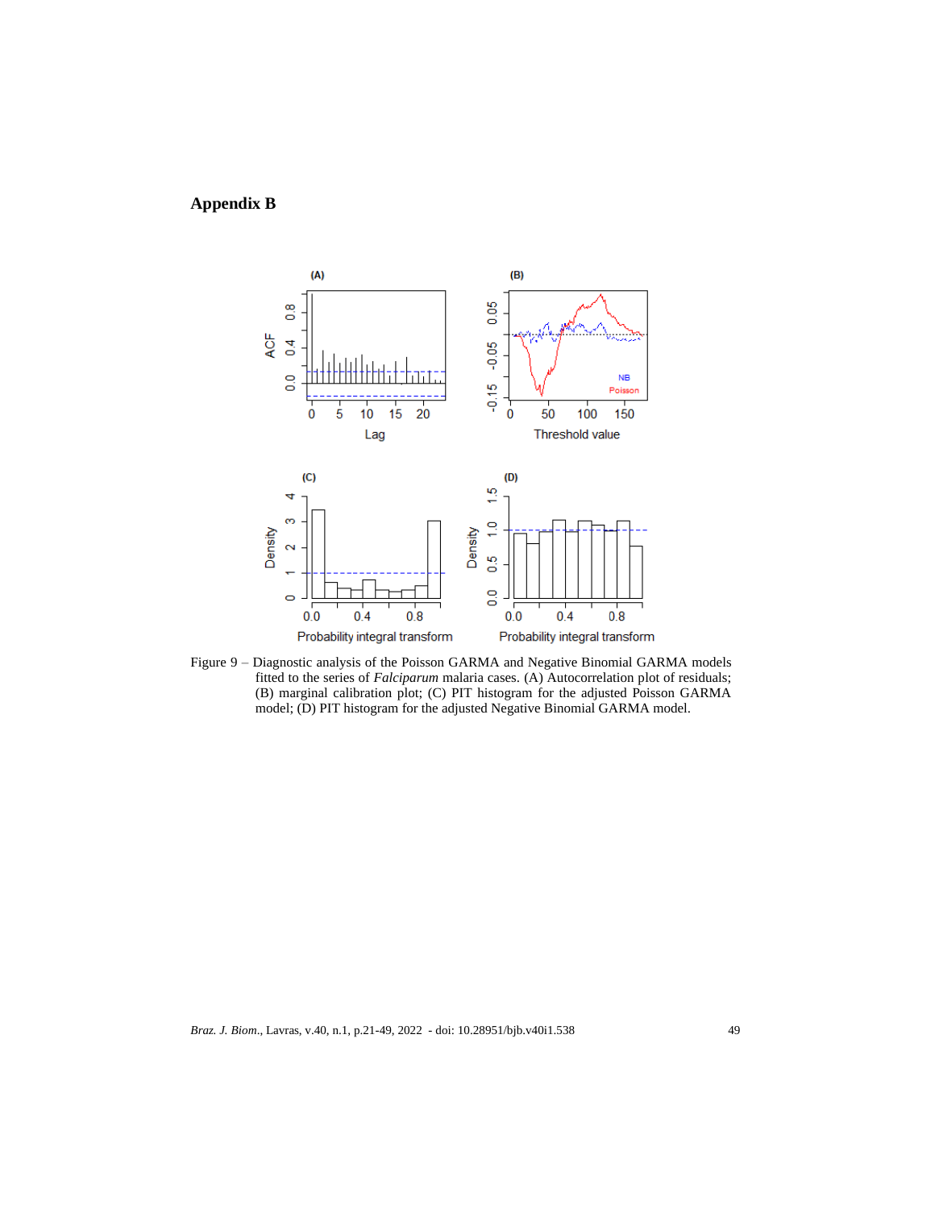## Appendix B

(A)

ACF

0.0
0.4
0.8

0 5 10 15 20

Lag

(B)

0.05
-0.05
-0.15

0 50 100 150

Threshold value

NB
Poisson

(C)

Density

0
1
2
3
4

0.0 0.4 0.8

Probability integral transform

(D)

Density

0.0
0.5
1.0
1.5

0.0 0.4 0.8

Probability integral transform

Figure 9 – Diagnostic analysis of the Poisson GARMA and Negative Binomial GARMA models fitted to the series of *Falciparum* malaria cases. (A) Autocorrelation plot of residuals; (B) marginal calibration plot; (C) PIT histogram for the adjusted Poisson GARMA model; (D) PIT histogram for the adjusted Negative Binomial GARMA model.